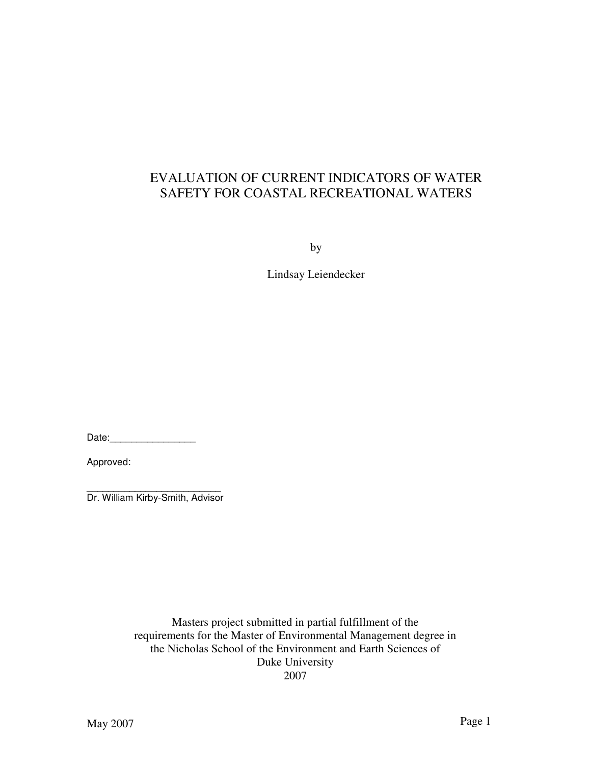# EVALUATION OF CURRENT INDICATORS OF WATER SAFETY FOR COASTAL RECREATIONAL WATERS

by

Lindsay Leiendecker

Date:________________

Approved:

_________________________
Dr. William Kirby-Smith, Advisor

Masters project submitted in partial fulfillment of the requirements for the Master of Environmental Management degree in the Nicholas School of the Environment and Earth Sciences of Duke University
2007

May 2007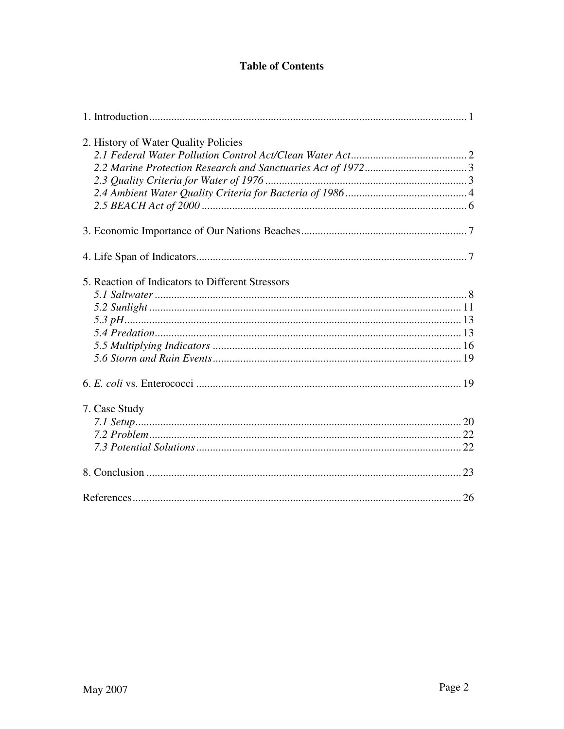**Table of Contents**

1. Introduction ..... 1

2. History of Water Quality Policies
   - *2.1 Federal Water Pollution Control Act/Clean Water Act* ..... 2
   - *2.2 Marine Protection Research and Sanctuaries Act of 1972* ..... 3
   - *2.3 Quality Criteria for Water of 1976* ..... 3
   - *2.4 Ambient Water Quality Criteria for Bacteria of 1986* ..... 4
   - *2.5 BEACH Act of 2000* ..... 6

3. Economic Importance of Our Nations Beaches ..... 7

4. Life Span of Indicators ..... 7

5. Reaction of Indicators to Different Stressors
   - *5.1 Saltwater* ..... 8
   - *5.2 Sunlight* ..... 11
   - *5.3 pH* ..... 13
   - *5.4 Predation* ..... 13
   - *5.5 Multiplying Indicators* ..... 16
   - *5.6 Storm and Rain Events* ..... 19

6. *E. coli* vs. Enterococci ..... 19

7. Case Study
   - *7.1 Setup* ..... 20
   - *7.2 Problem* ..... 22
   - *7.3 Potential Solutions* ..... 22

8. Conclusion ..... 23

References ..... 26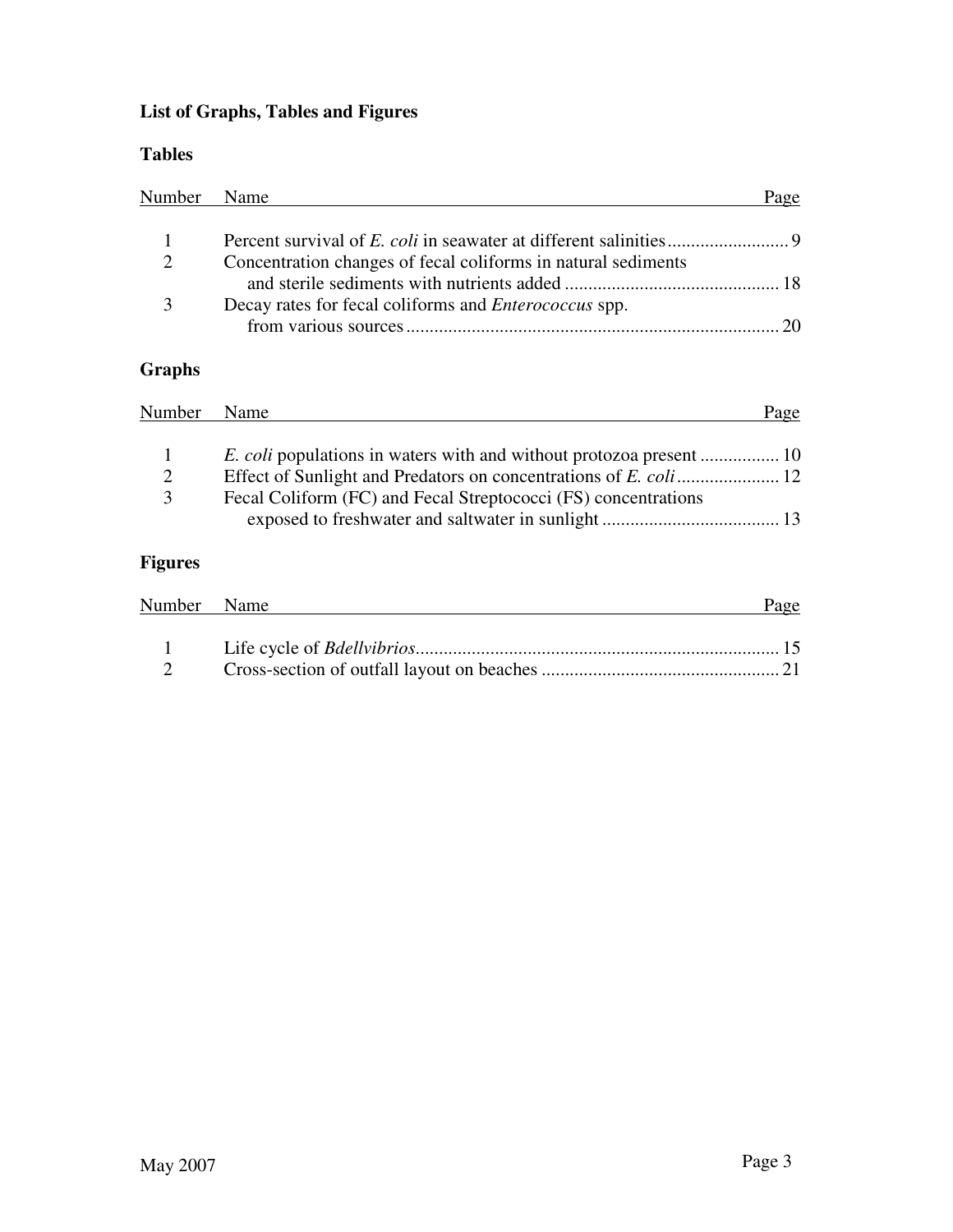## List of Graphs, Tables and Figures

### Tables

| Number | Name | Page |
|---|---|---|
| 1 | Percent survival of *E. coli* in seawater at different salinities | 9 |
| 2 | Concentration changes of fecal coliforms in natural sediments and sterile sediments with nutrients added | 18 |
| 3 | Decay rates for fecal coliforms and *Enterococcus* spp. from various sources | 20 |

### Graphs

| Number | Name | Page |
|---|---|---|
| 1 | *E. coli* populations in waters with and without protozoa present | 10 |
| 2 | Effect of Sunlight and Predators on concentrations of *E. coli* | 12 |
| 3 | Fecal Coliform (FC) and Fecal Streptococci (FS) concentrations exposed to freshwater and saltwater in sunlight | 13 |

### Figures

| Number | Name | Page |
|---|---|---|
| 1 | Life cycle of *Bdellvibrios* | 15 |
| 2 | Cross-section of outfall layout on beaches | 21 |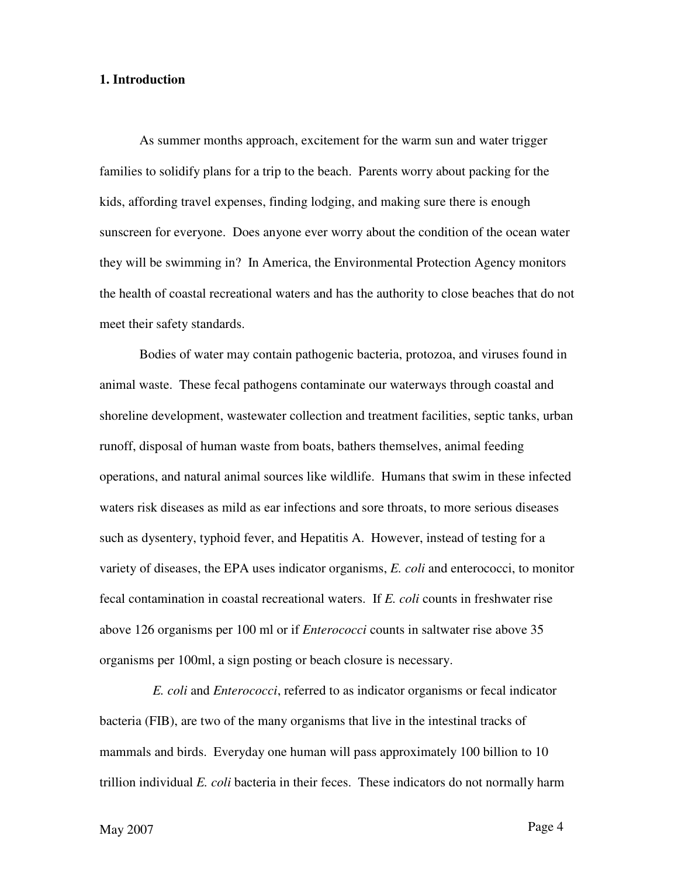## 1. Introduction

As summer months approach, excitement for the warm sun and water trigger families to solidify plans for a trip to the beach. Parents worry about packing for the kids, affording travel expenses, finding lodging, and making sure there is enough sunscreen for everyone. Does anyone ever worry about the condition of the ocean water they will be swimming in? In America, the Environmental Protection Agency monitors the health of coastal recreational waters and has the authority to close beaches that do not meet their safety standards.

Bodies of water may contain pathogenic bacteria, protozoa, and viruses found in animal waste. These fecal pathogens contaminate our waterways through coastal and shoreline development, wastewater collection and treatment facilities, septic tanks, urban runoff, disposal of human waste from boats, bathers themselves, animal feeding operations, and natural animal sources like wildlife. Humans that swim in these infected waters risk diseases as mild as ear infections and sore throats, to more serious diseases such as dysentery, typhoid fever, and Hepatitis A. However, instead of testing for a variety of diseases, the EPA uses indicator organisms, *E. coli* and enterococci, to monitor fecal contamination in coastal recreational waters. If *E. coli* counts in freshwater rise above 126 organisms per 100 ml or if *Enterococci* counts in saltwater rise above 35 organisms per 100ml, a sign posting or beach closure is necessary.

*E. coli* and *Enterococci*, referred to as indicator organisms or fecal indicator bacteria (FIB), are two of the many organisms that live in the intestinal tracks of mammals and birds. Everyday one human will pass approximately 100 billion to 10 trillion individual *E. coli* bacteria in their feces. These indicators do not normally harm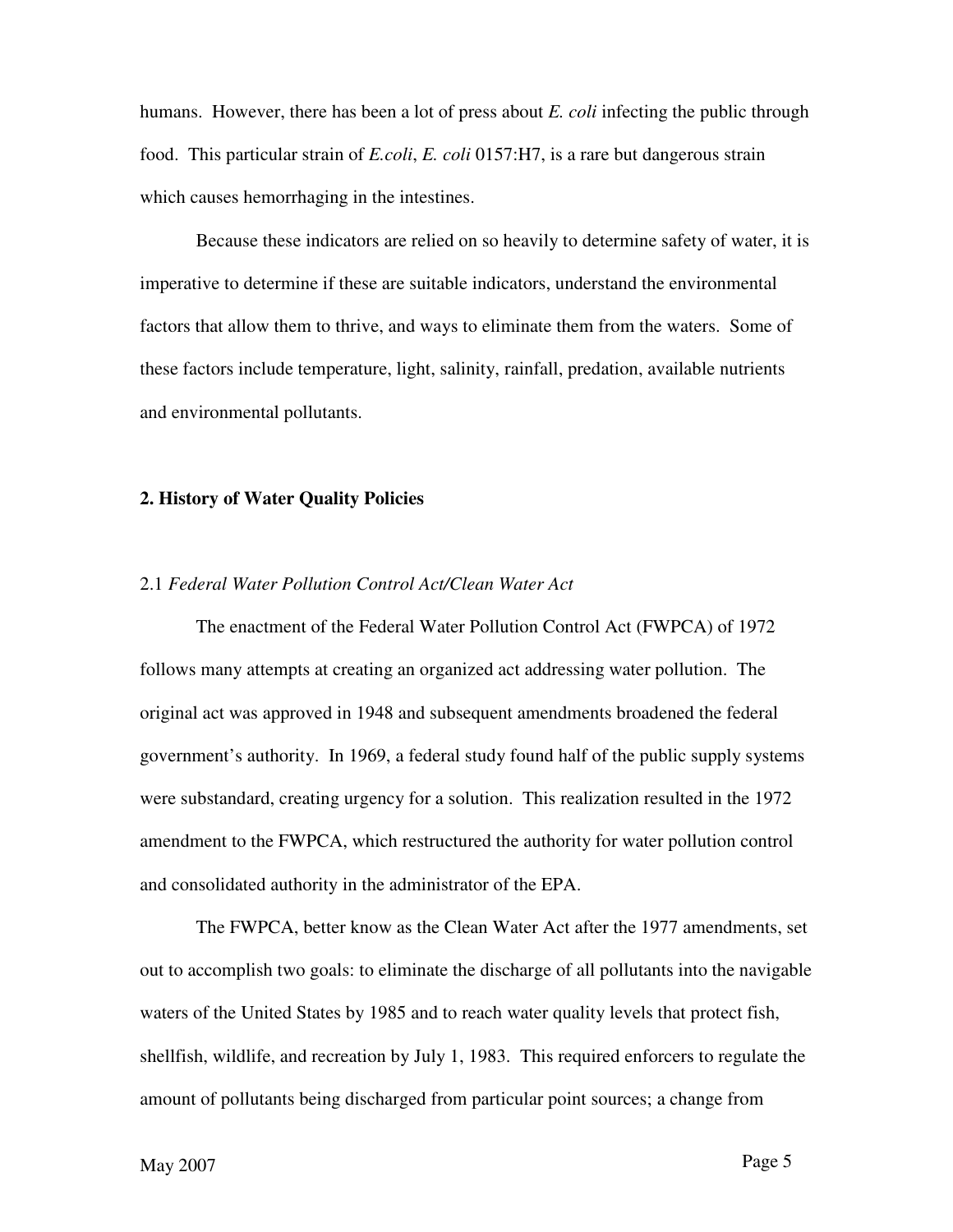humans. However, there has been a lot of press about *E. coli* infecting the public through food. This particular strain of *E.coli*, *E. coli* 0157:H7, is a rare but dangerous strain which causes hemorrhaging in the intestines.

Because these indicators are relied on so heavily to determine safety of water, it is imperative to determine if these are suitable indicators, understand the environmental factors that allow them to thrive, and ways to eliminate them from the waters. Some of these factors include temperature, light, salinity, rainfall, predation, available nutrients and environmental pollutants.

## 2. History of Water Quality Policies

### 2.1 *Federal Water Pollution Control Act/Clean Water Act*

The enactment of the Federal Water Pollution Control Act (FWPCA) of 1972 follows many attempts at creating an organized act addressing water pollution. The original act was approved in 1948 and subsequent amendments broadened the federal government's authority. In 1969, a federal study found half of the public supply systems were substandard, creating urgency for a solution. This realization resulted in the 1972 amendment to the FWPCA, which restructured the authority for water pollution control and consolidated authority in the administrator of the EPA.

The FWPCA, better know as the Clean Water Act after the 1977 amendments, set out to accomplish two goals: to eliminate the discharge of all pollutants into the navigable waters of the United States by 1985 and to reach water quality levels that protect fish, shellfish, wildlife, and recreation by July 1, 1983. This required enforcers to regulate the amount of pollutants being discharged from particular point sources; a change from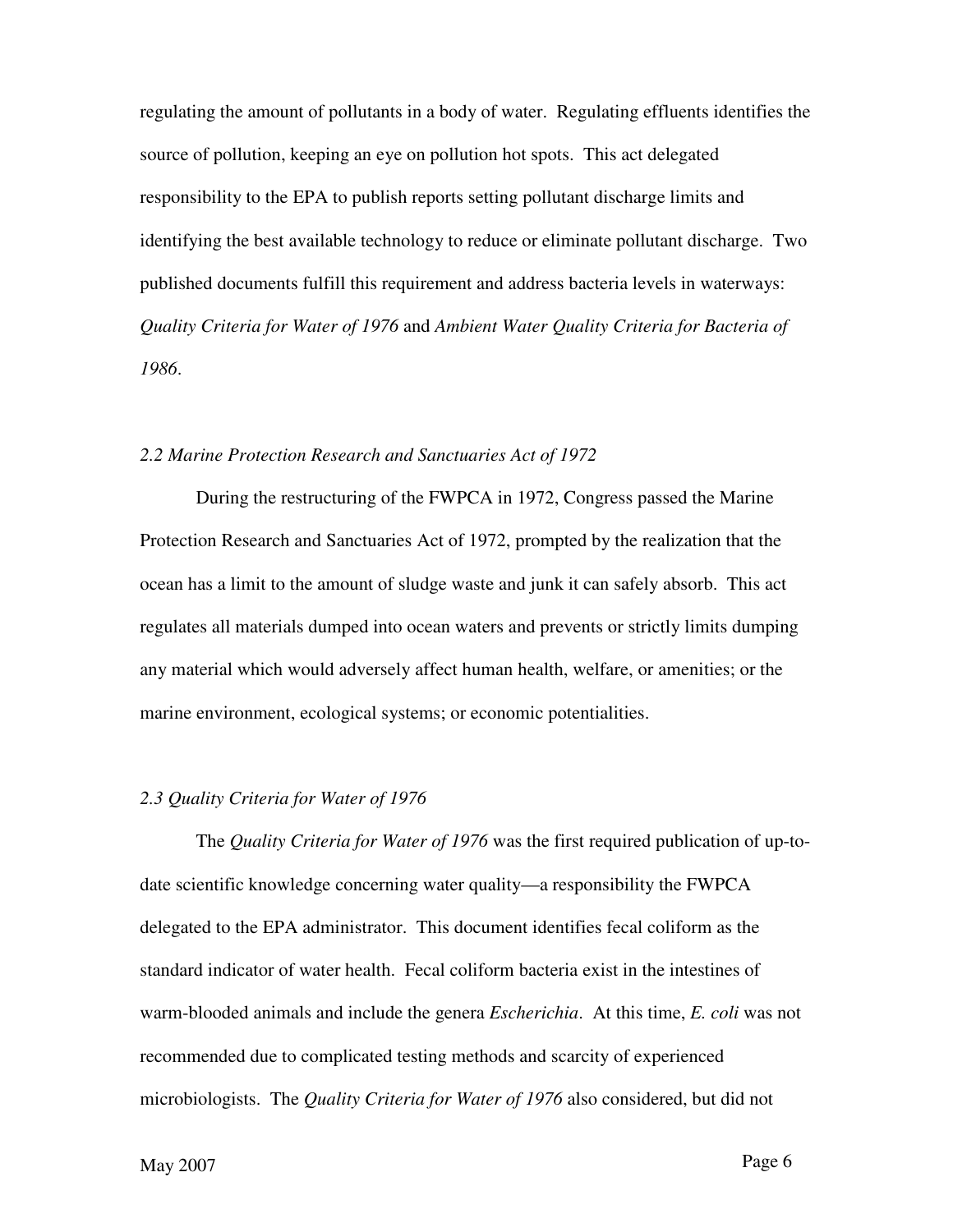regulating the amount of pollutants in a body of water. Regulating effluents identifies the source of pollution, keeping an eye on pollution hot spots. This act delegated responsibility to the EPA to publish reports setting pollutant discharge limits and identifying the best available technology to reduce or eliminate pollutant discharge. Two published documents fulfill this requirement and address bacteria levels in waterways: *Quality Criteria for Water of 1976* and *Ambient Water Quality Criteria for Bacteria of 1986*.

### *2.2 Marine Protection Research and Sanctuaries Act of 1972*

During the restructuring of the FWPCA in 1972, Congress passed the Marine Protection Research and Sanctuaries Act of 1972, prompted by the realization that the ocean has a limit to the amount of sludge waste and junk it can safely absorb. This act regulates all materials dumped into ocean waters and prevents or strictly limits dumping any material which would adversely affect human health, welfare, or amenities; or the marine environment, ecological systems; or economic potentialities.

### *2.3 Quality Criteria for Water of 1976*

The *Quality Criteria for Water of 1976* was the first required publication of up-to-date scientific knowledge concerning water quality—a responsibility the FWPCA delegated to the EPA administrator. This document identifies fecal coliform as the standard indicator of water health. Fecal coliform bacteria exist in the intestines of warm-blooded animals and include the genera *Escherichia*. At this time, *E. coli* was not recommended due to complicated testing methods and scarcity of experienced microbiologists. The *Quality Criteria for Water of 1976* also considered, but did not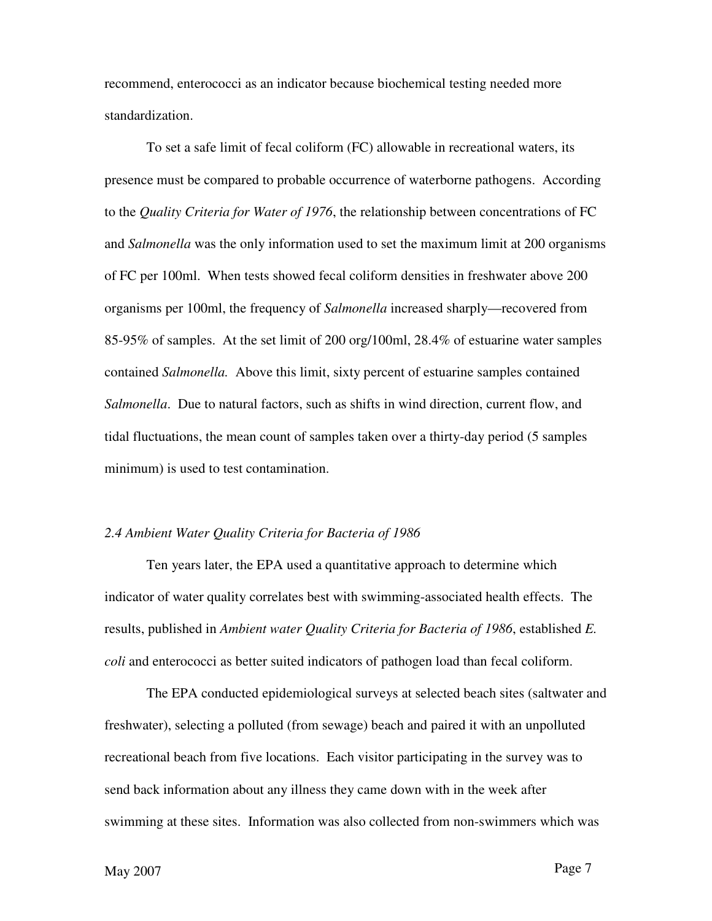recommend, enterococci as an indicator because biochemical testing needed more standardization.

To set a safe limit of fecal coliform (FC) allowable in recreational waters, its presence must be compared to probable occurrence of waterborne pathogens. According to the *Quality Criteria for Water of 1976*, the relationship between concentrations of FC and *Salmonella* was the only information used to set the maximum limit at 200 organisms of FC per 100ml. When tests showed fecal coliform densities in freshwater above 200 organisms per 100ml, the frequency of *Salmonella* increased sharply—recovered from 85-95% of samples. At the set limit of 200 org/100ml, 28.4% of estuarine water samples contained *Salmonella.* Above this limit, sixty percent of estuarine samples contained *Salmonella*. Due to natural factors, such as shifts in wind direction, current flow, and tidal fluctuations, the mean count of samples taken over a thirty-day period (5 samples minimum) is used to test contamination.

### *2.4 Ambient Water Quality Criteria for Bacteria of 1986*

Ten years later, the EPA used a quantitative approach to determine which indicator of water quality correlates best with swimming-associated health effects. The results, published in *Ambient water Quality Criteria for Bacteria of 1986*, established *E. coli* and enterococci as better suited indicators of pathogen load than fecal coliform.

The EPA conducted epidemiological surveys at selected beach sites (saltwater and freshwater), selecting a polluted (from sewage) beach and paired it with an unpolluted recreational beach from five locations. Each visitor participating in the survey was to send back information about any illness they came down with in the week after swimming at these sites. Information was also collected from non-swimmers which was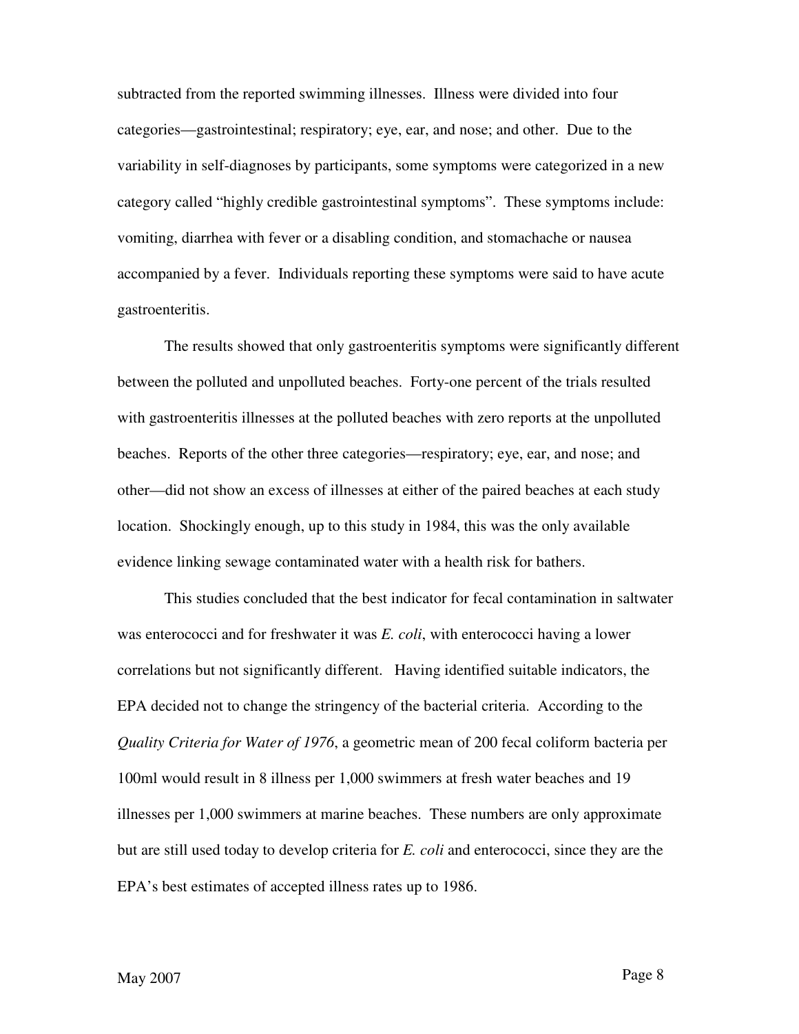subtracted from the reported swimming illnesses. Illness were divided into four categories—gastrointestinal; respiratory; eye, ear, and nose; and other. Due to the variability in self-diagnoses by participants, some symptoms were categorized in a new category called "highly credible gastrointestinal symptoms". These symptoms include: vomiting, diarrhea with fever or a disabling condition, and stomachache or nausea accompanied by a fever. Individuals reporting these symptoms were said to have acute gastroenteritis.

The results showed that only gastroenteritis symptoms were significantly different between the polluted and unpolluted beaches. Forty-one percent of the trials resulted with gastroenteritis illnesses at the polluted beaches with zero reports at the unpolluted beaches. Reports of the other three categories—respiratory; eye, ear, and nose; and other—did not show an excess of illnesses at either of the paired beaches at each study location. Shockingly enough, up to this study in 1984, this was the only available evidence linking sewage contaminated water with a health risk for bathers.

This studies concluded that the best indicator for fecal contamination in saltwater was enterococci and for freshwater it was *E. coli*, with enterococci having a lower correlations but not significantly different. Having identified suitable indicators, the EPA decided not to change the stringency of the bacterial criteria. According to the *Quality Criteria for Water of 1976*, a geometric mean of 200 fecal coliform bacteria per 100ml would result in 8 illness per 1,000 swimmers at fresh water beaches and 19 illnesses per 1,000 swimmers at marine beaches. These numbers are only approximate but are still used today to develop criteria for *E. coli* and enterococci, since they are the EPA's best estimates of accepted illness rates up to 1986.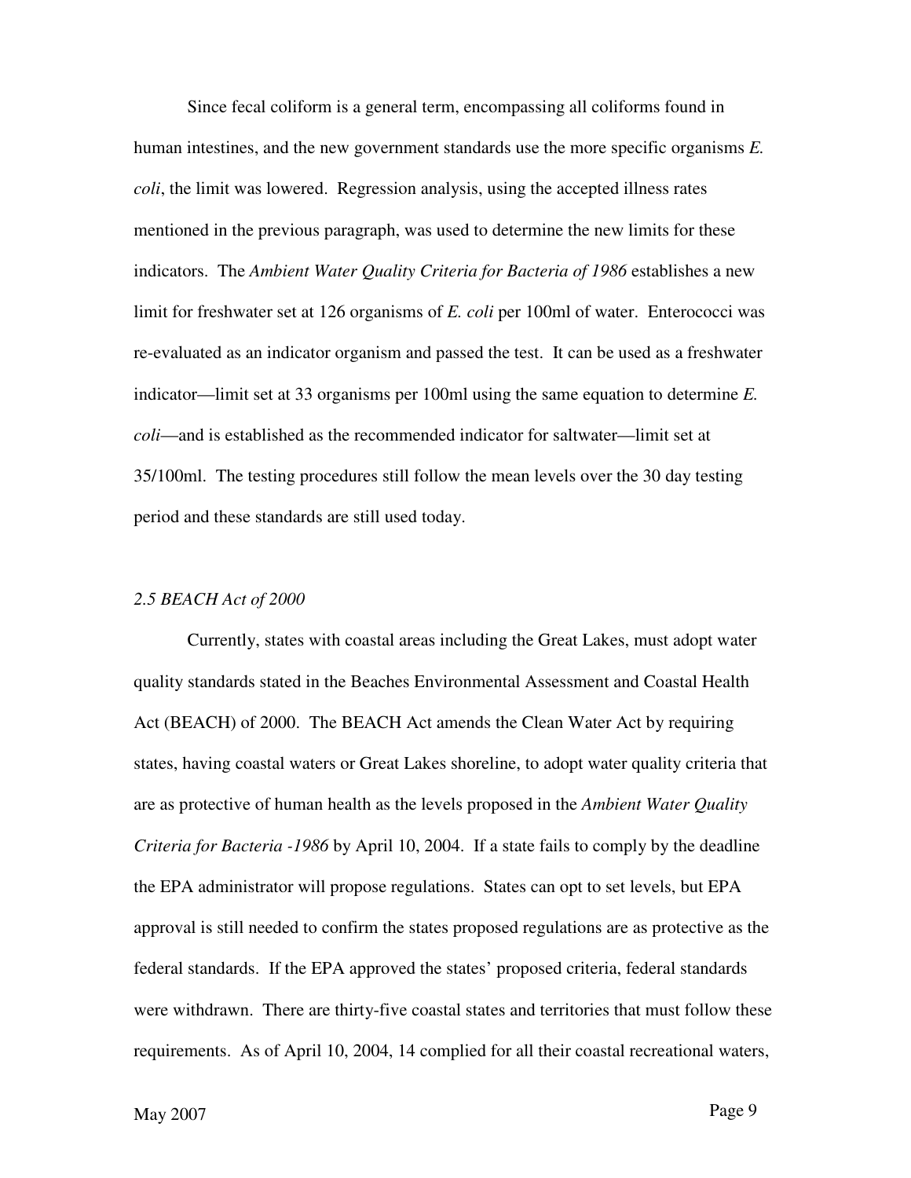Since fecal coliform is a general term, encompassing all coliforms found in human intestines, and the new government standards use the more specific organisms *E. coli*, the limit was lowered. Regression analysis, using the accepted illness rates mentioned in the previous paragraph, was used to determine the new limits for these indicators. The *Ambient Water Quality Criteria for Bacteria of 1986* establishes a new limit for freshwater set at 126 organisms of *E. coli* per 100ml of water. Enterococci was re-evaluated as an indicator organism and passed the test. It can be used as a freshwater indicator—limit set at 33 organisms per 100ml using the same equation to determine *E. coli*—and is established as the recommended indicator for saltwater—limit set at 35/100ml. The testing procedures still follow the mean levels over the 30 day testing period and these standards are still used today.

### *2.5 BEACH Act of 2000*

Currently, states with coastal areas including the Great Lakes, must adopt water quality standards stated in the Beaches Environmental Assessment and Coastal Health Act (BEACH) of 2000. The BEACH Act amends the Clean Water Act by requiring states, having coastal waters or Great Lakes shoreline, to adopt water quality criteria that are as protective of human health as the levels proposed in the *Ambient Water Quality Criteria for Bacteria -1986* by April 10, 2004. If a state fails to comply by the deadline the EPA administrator will propose regulations. States can opt to set levels, but EPA approval is still needed to confirm the states proposed regulations are as protective as the federal standards. If the EPA approved the states' proposed criteria, federal standards were withdrawn. There are thirty-five coastal states and territories that must follow these requirements. As of April 10, 2004, 14 complied for all their coastal recreational waters,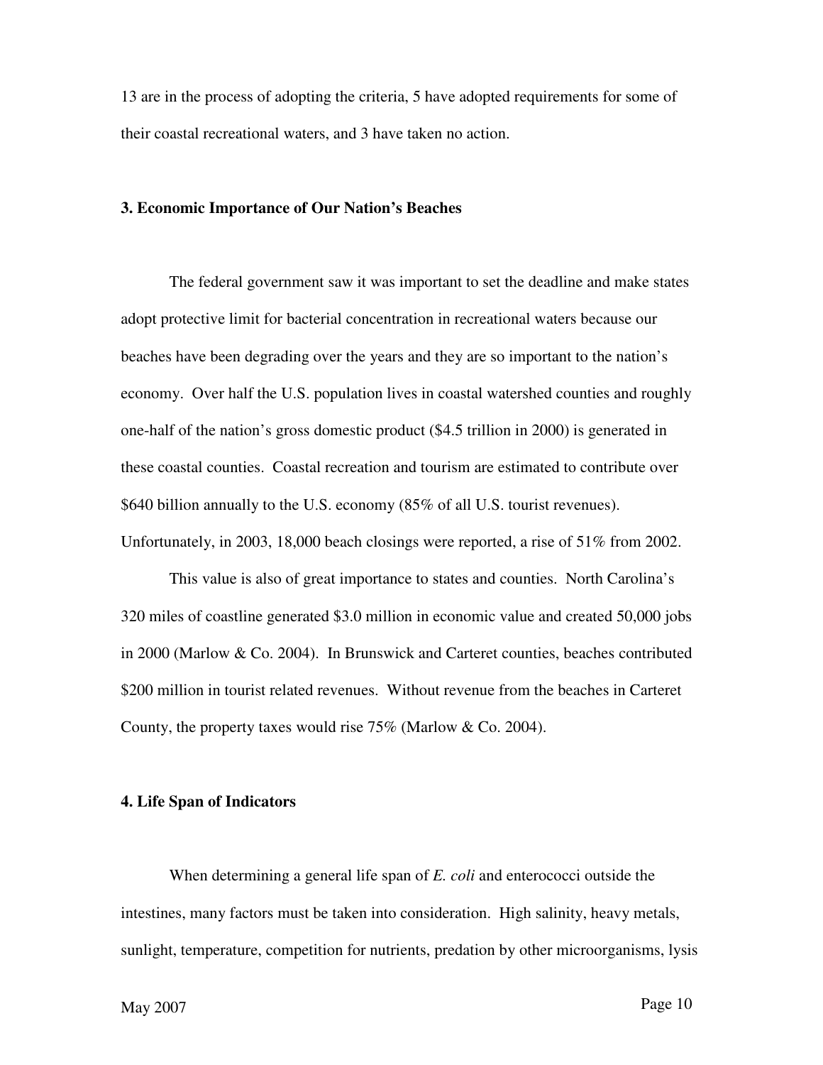13 are in the process of adopting the criteria, 5 have adopted requirements for some of their coastal recreational waters, and 3 have taken no action.

## 3. Economic Importance of Our Nation's Beaches

The federal government saw it was important to set the deadline and make states adopt protective limit for bacterial concentration in recreational waters because our beaches have been degrading over the years and they are so important to the nation's economy. Over half the U.S. population lives in coastal watershed counties and roughly one-half of the nation's gross domestic product ($4.5 trillion in 2000) is generated in these coastal counties. Coastal recreation and tourism are estimated to contribute over $640 billion annually to the U.S. economy (85% of all U.S. tourist revenues). Unfortunately, in 2003, 18,000 beach closings were reported, a rise of 51% from 2002.

This value is also of great importance to states and counties. North Carolina's 320 miles of coastline generated $3.0 million in economic value and created 50,000 jobs in 2000 (Marlow & Co. 2004). In Brunswick and Carteret counties, beaches contributed $200 million in tourist related revenues. Without revenue from the beaches in Carteret County, the property taxes would rise 75% (Marlow & Co. 2004).

## 4. Life Span of Indicators

When determining a general life span of *E. coli* and enterococci outside the intestines, many factors must be taken into consideration. High salinity, heavy metals, sunlight, temperature, competition for nutrients, predation by other microorganisms, lysis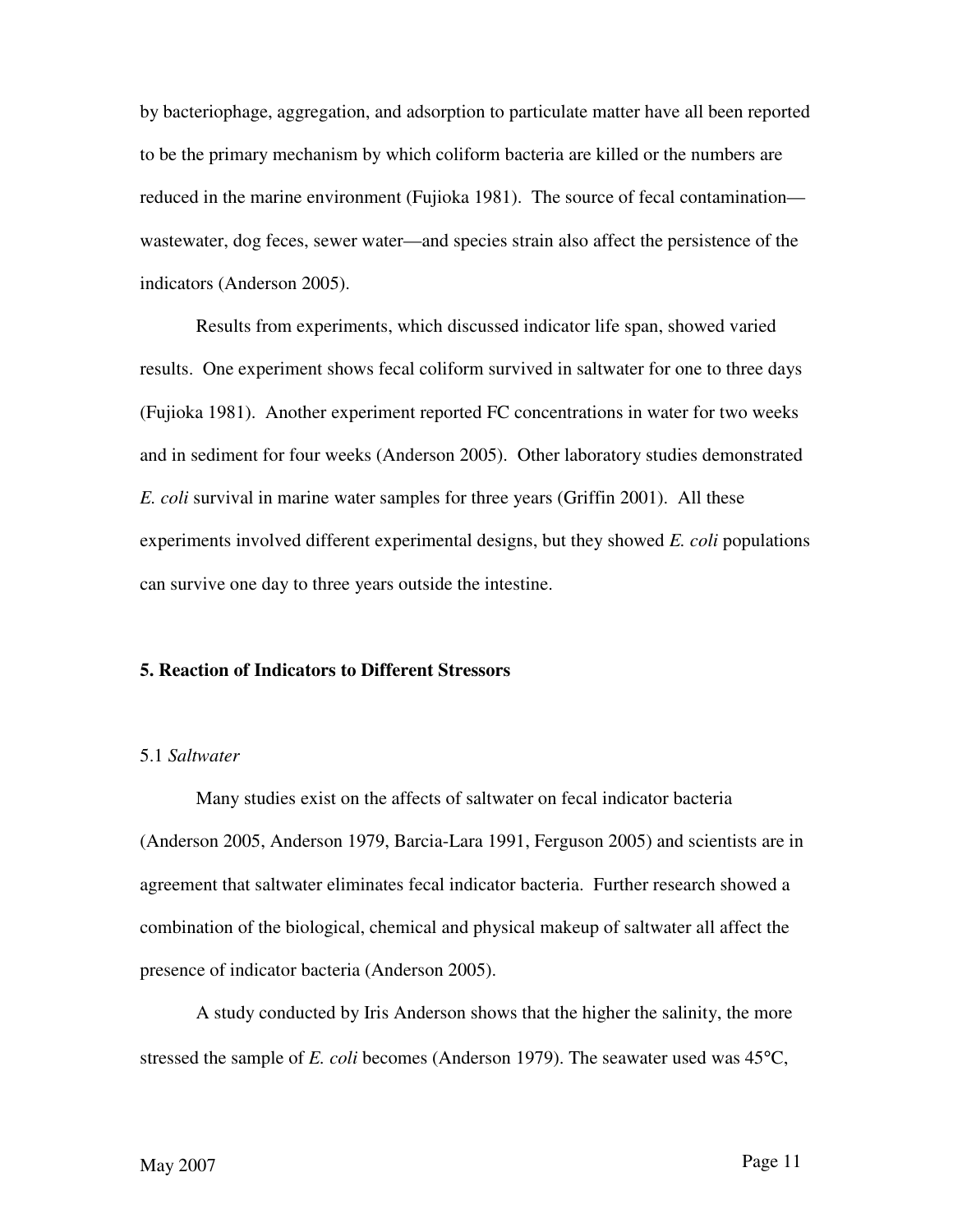by bacteriophage, aggregation, and adsorption to particulate matter have all been reported to be the primary mechanism by which coliform bacteria are killed or the numbers are reduced in the marine environment (Fujioka 1981). The source of fecal contamination—wastewater, dog feces, sewer water—and species strain also affect the persistence of the indicators (Anderson 2005).

Results from experiments, which discussed indicator life span, showed varied results. One experiment shows fecal coliform survived in saltwater for one to three days (Fujioka 1981). Another experiment reported FC concentrations in water for two weeks and in sediment for four weeks (Anderson 2005). Other laboratory studies demonstrated *E. coli* survival in marine water samples for three years (Griffin 2001). All these experiments involved different experimental designs, but they showed *E. coli* populations can survive one day to three years outside the intestine.

## 5. Reaction of Indicators to Different Stressors

### 5.1 *Saltwater*

Many studies exist on the affects of saltwater on fecal indicator bacteria (Anderson 2005, Anderson 1979, Barcia-Lara 1991, Ferguson 2005) and scientists are in agreement that saltwater eliminates fecal indicator bacteria. Further research showed a combination of the biological, chemical and physical makeup of saltwater all affect the presence of indicator bacteria (Anderson 2005).

A study conducted by Iris Anderson shows that the higher the salinity, the more stressed the sample of *E. coli* becomes (Anderson 1979). The seawater used was 45°C,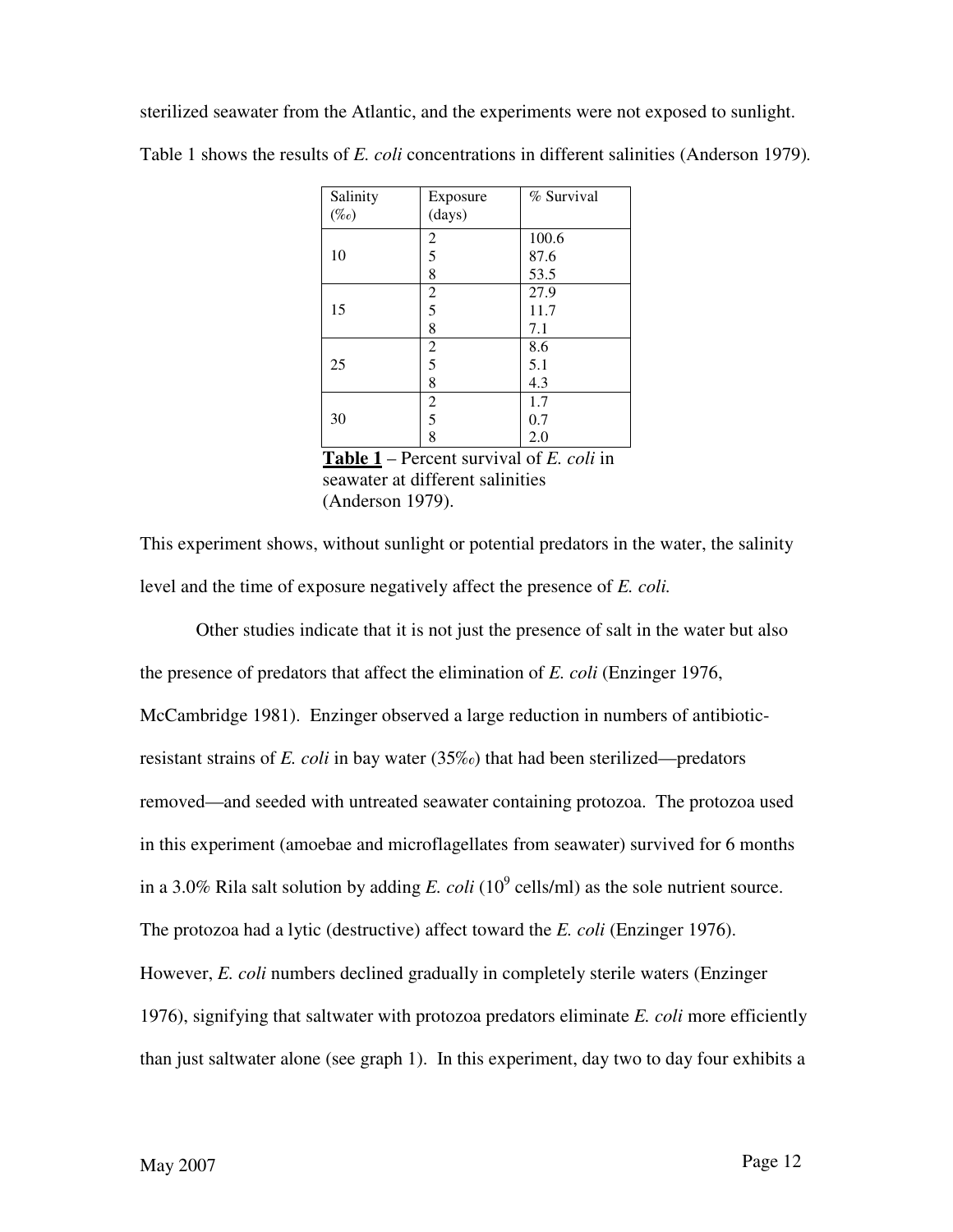sterilized seawater from the Atlantic, and the experiments were not exposed to sunlight. Table 1 shows the results of *E. coli* concentrations in different salinities (Anderson 1979).

| Salinity (‰) | Exposure (days) | % Survival |
|---|---|---|
| 10 | 2 | 100.6 |
| | 5 | 87.6 |
| | 8 | 53.5 |
| 15 | 2 | 27.9 |
| | 5 | 11.7 |
| | 8 | 7.1 |
| 25 | 2 | 8.6 |
| | 5 | 5.1 |
| | 8 | 4.3 |
| 30 | 2 | 1.7 |
| | 5 | 0.7 |
| | 8 | 2.0 |

**Table 1** – Percent survival of *E. coli* in seawater at different salinities (Anderson 1979).

This experiment shows, without sunlight or potential predators in the water, the salinity level and the time of exposure negatively affect the presence of *E. coli.*

Other studies indicate that it is not just the presence of salt in the water but also the presence of predators that affect the elimination of *E. coli* (Enzinger 1976, McCambridge 1981). Enzinger observed a large reduction in numbers of antibiotic-resistant strains of *E. coli* in bay water (35‰) that had been sterilized—predators removed—and seeded with untreated seawater containing protozoa. The protozoa used in this experiment (amoebae and microflagellates from seawater) survived for 6 months in a 3.0% Rila salt solution by adding *E. coli* ($10^9$ cells/ml) as the sole nutrient source. The protozoa had a lytic (destructive) affect toward the *E. coli* (Enzinger 1976). However, *E. coli* numbers declined gradually in completely sterile waters (Enzinger 1976), signifying that saltwater with protozoa predators eliminate *E. coli* more efficiently than just saltwater alone (see graph 1). In this experiment, day two to day four exhibits a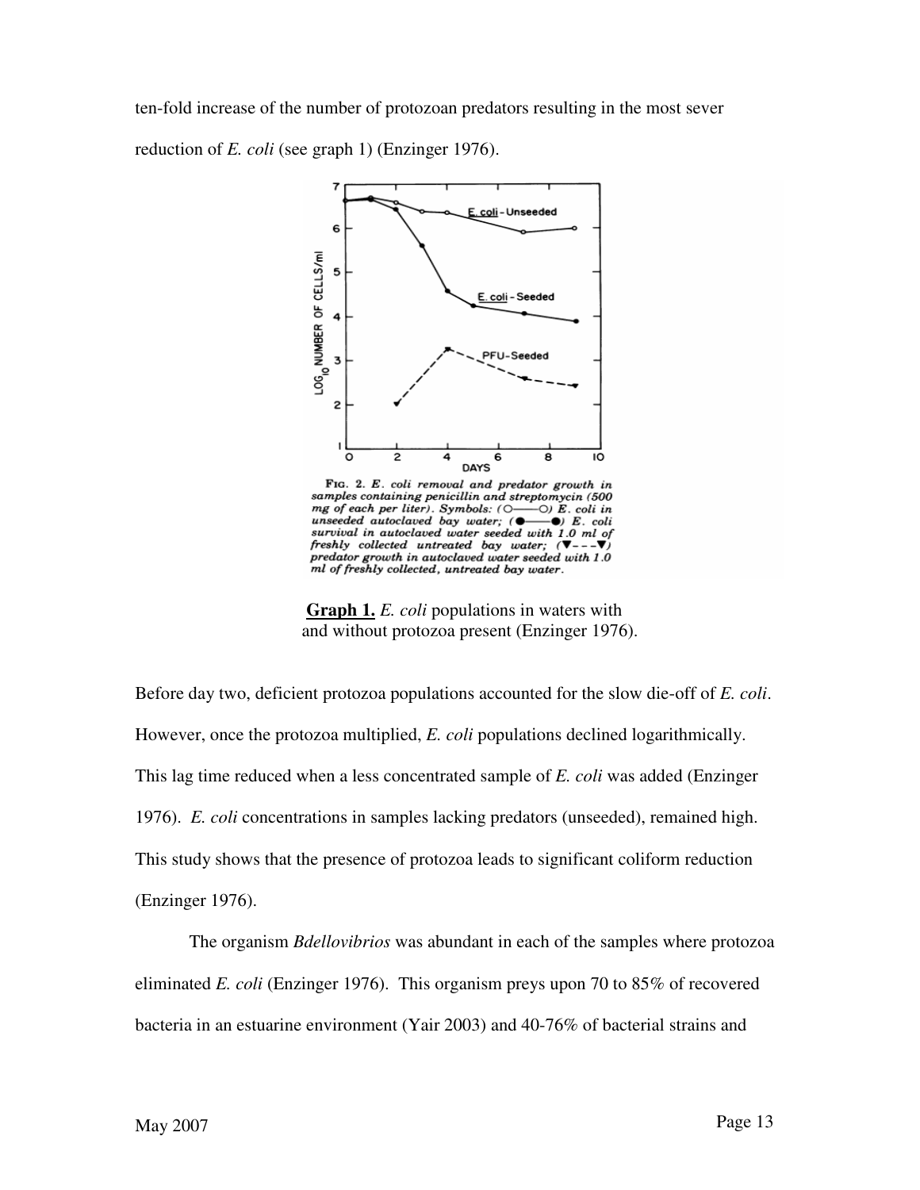ten-fold increase of the number of protozoan predators resulting in the most sever reduction of *E. coli* (see graph 1) (Enzinger 1976).

FIG. 2. *E. coli removal and predator growth in samples containing penicillin and streptomycin (500 mg of each per liter). Symbols: (○——○) E. coli in unseeded autoclaved bay water; (●——●) E. coli survival in autoclaved water seeded with 1.0 ml of freshly collected untreated bay water; (▼- - -▼) predator growth in autoclaved water seeded with 1.0 ml of freshly collected, untreated bay water.*

**Graph 1.** *E. coli* populations in waters with and without protozoa present (Enzinger 1976).

Before day two, deficient protozoa populations accounted for the slow die-off of *E. coli*. However, once the protozoa multiplied, *E. coli* populations declined logarithmically. This lag time reduced when a less concentrated sample of *E. coli* was added (Enzinger 1976). *E. coli* concentrations in samples lacking predators (unseeded), remained high. This study shows that the presence of protozoa leads to significant coliform reduction (Enzinger 1976).

The organism *Bdellovibrios* was abundant in each of the samples where protozoa eliminated *E. coli* (Enzinger 1976). This organism preys upon 70 to 85% of recovered bacteria in an estuarine environment (Yair 2003) and 40-76% of bacterial strains and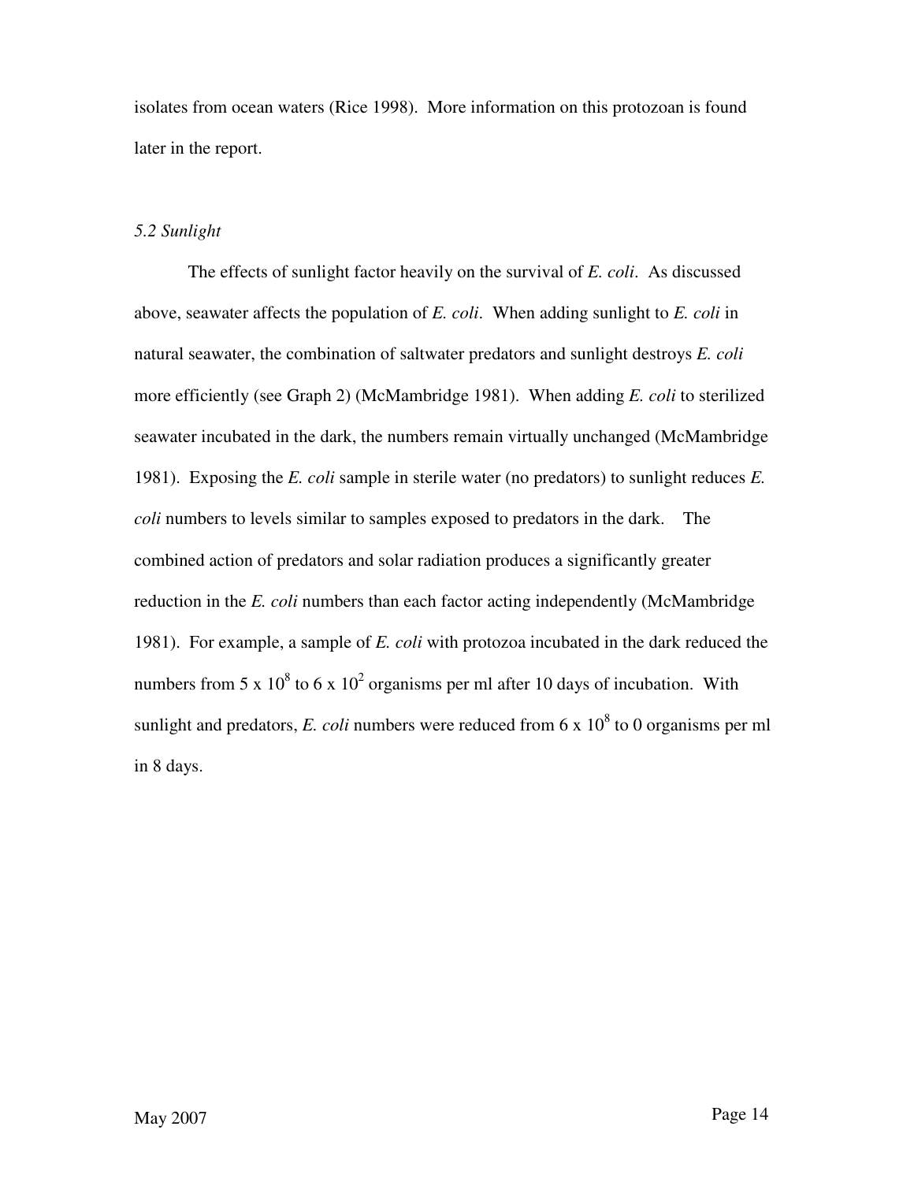isolates from ocean waters (Rice 1998). More information on this protozoan is found later in the report.

### *5.2 Sunlight*

The effects of sunlight factor heavily on the survival of *E. coli*. As discussed above, seawater affects the population of *E. coli*. When adding sunlight to *E. coli* in natural seawater, the combination of saltwater predators and sunlight destroys *E. coli* more efficiently (see Graph 2) (McMambridge 1981). When adding *E. coli* to sterilized seawater incubated in the dark, the numbers remain virtually unchanged (McMambridge 1981). Exposing the *E. coli* sample in sterile water (no predators) to sunlight reduces *E. coli* numbers to levels similar to samples exposed to predators in the dark. The combined action of predators and solar radiation produces a significantly greater reduction in the *E. coli* numbers than each factor acting independently (McMambridge 1981). For example, a sample of *E. coli* with protozoa incubated in the dark reduced the numbers from $5 \times 10^8$ to $6 \times 10^2$ organisms per ml after 10 days of incubation. With sunlight and predators, *E. coli* numbers were reduced from $6 \times 10^8$ to 0 organisms per ml in 8 days.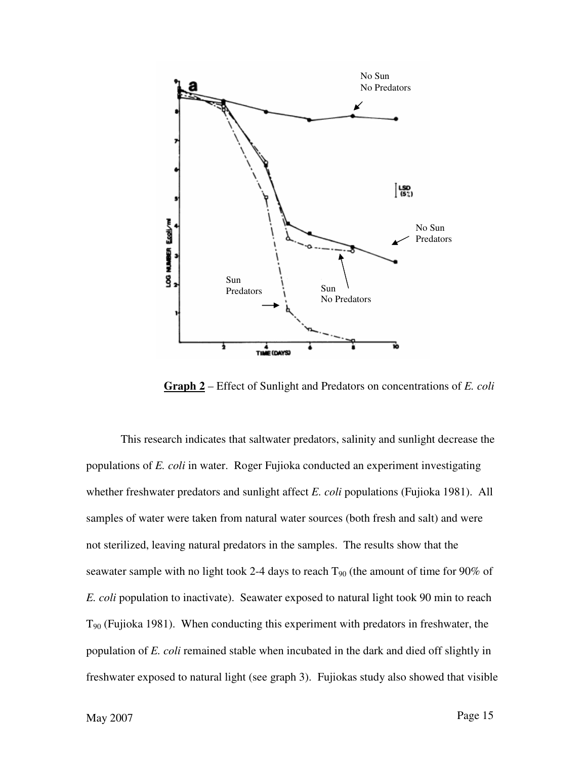**Graph 2** – Effect of Sunlight and Predators on concentrations of *E. coli*

This research indicates that saltwater predators, salinity and sunlight decrease the populations of *E. coli* in water. Roger Fujioka conducted an experiment investigating whether freshwater predators and sunlight affect *E. coli* populations (Fujioka 1981). All samples of water were taken from natural water sources (both fresh and salt) and were not sterilized, leaving natural predators in the samples. The results show that the seawater sample with no light took 2-4 days to reach $T_{90}$ (the amount of time for 90% of *E. coli* population to inactivate). Seawater exposed to natural light took 90 min to reach $T_{90}$ (Fujioka 1981). When conducting this experiment with predators in freshwater, the population of *E. coli* remained stable when incubated in the dark and died off slightly in freshwater exposed to natural light (see graph 3). Fujiokas study also showed that visible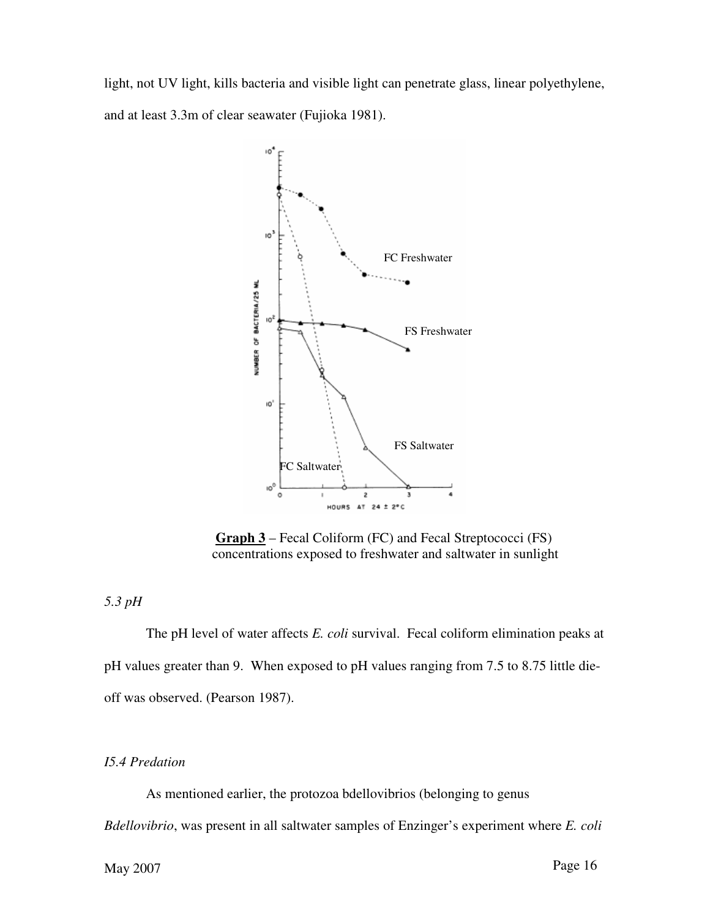light, not UV light, kills bacteria and visible light can penetrate glass, linear polyethylene, and at least 3.3m of clear seawater (Fujioka 1981).

**Graph 3** – Fecal Coliform (FC) and Fecal Streptococci (FS) concentrations exposed to freshwater and saltwater in sunlight

*5.3 pH*

The pH level of water affects *E. coli* survival. Fecal coliform elimination peaks at pH values greater than 9. When exposed to pH values ranging from 7.5 to 8.75 little die-off was observed. (Pearson 1987).

*I5.4 Predation*

As mentioned earlier, the protozoa bdellovibrios (belonging to genus *Bdellovibrio*, was present in all saltwater samples of Enzinger's experiment where *E. coli*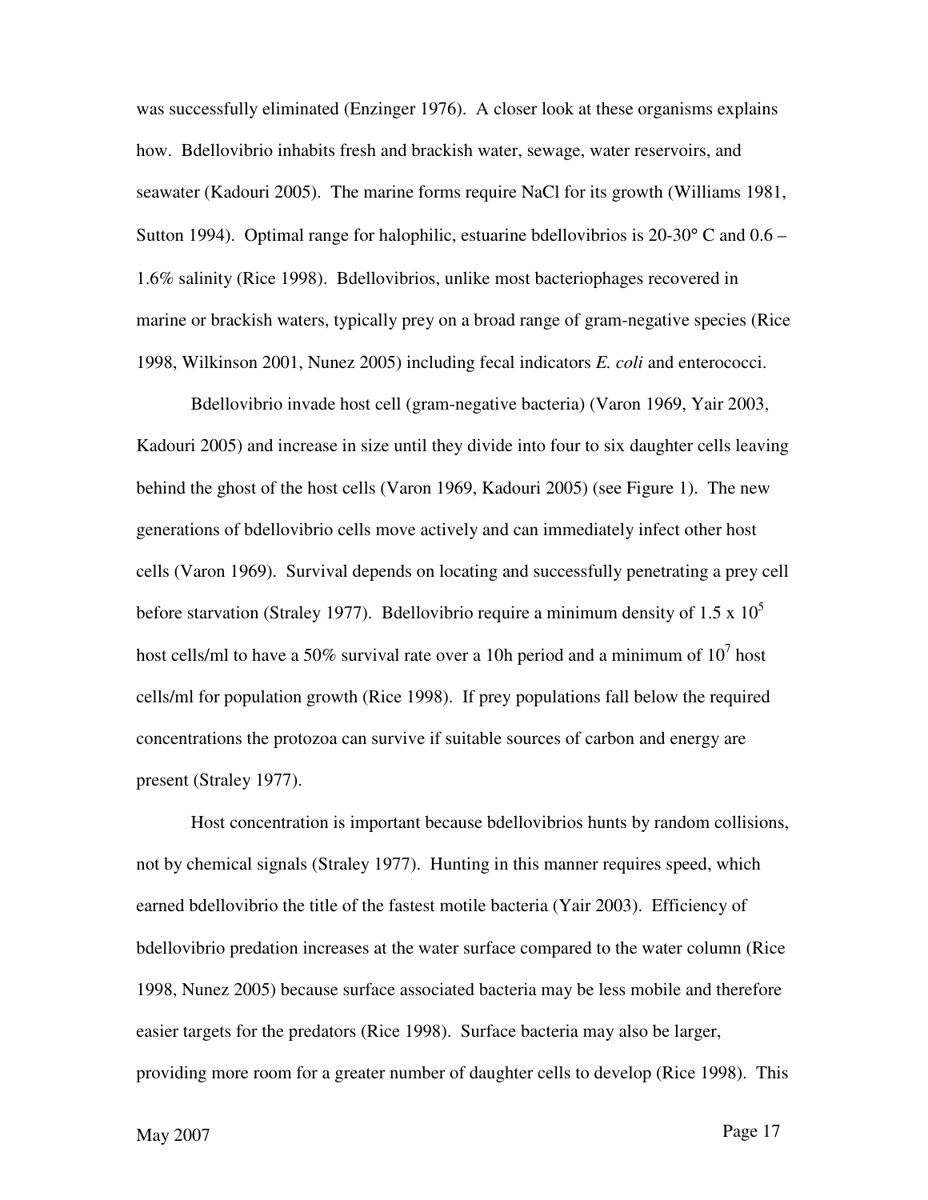was successfully eliminated (Enzinger 1976). A closer look at these organisms explains how. Bdellovibrio inhabits fresh and brackish water, sewage, water reservoirs, and seawater (Kadouri 2005). The marine forms require NaCl for its growth (Williams 1981, Sutton 1994). Optimal range for halophilic, estuarine bdellovibrios is 20-30° C and 0.6 – 1.6% salinity (Rice 1998). Bdellovibrios, unlike most bacteriophages recovered in marine or brackish waters, typically prey on a broad range of gram-negative species (Rice 1998, Wilkinson 2001, Nunez 2005) including fecal indicators *E. coli* and enterococci.

Bdellovibrio invade host cell (gram-negative bacteria) (Varon 1969, Yair 2003, Kadouri 2005) and increase in size until they divide into four to six daughter cells leaving behind the ghost of the host cells (Varon 1969, Kadouri 2005) (see Figure 1). The new generations of bdellovibrio cells move actively and can immediately infect other host cells (Varon 1969). Survival depends on locating and successfully penetrating a prey cell before starvation (Straley 1977). Bdellovibrio require a minimum density of $1.5 \times 10^5$ host cells/ml to have a 50% survival rate over a 10h period and a minimum of $10^7$ host cells/ml for population growth (Rice 1998). If prey populations fall below the required concentrations the protozoa can survive if suitable sources of carbon and energy are present (Straley 1977).

Host concentration is important because bdellovibrios hunts by random collisions, not by chemical signals (Straley 1977). Hunting in this manner requires speed, which earned bdellovibrio the title of the fastest motile bacteria (Yair 2003). Efficiency of bdellovibrio predation increases at the water surface compared to the water column (Rice 1998, Nunez 2005) because surface associated bacteria may be less mobile and therefore easier targets for the predators (Rice 1998). Surface bacteria may also be larger, providing more room for a greater number of daughter cells to develop (Rice 1998). This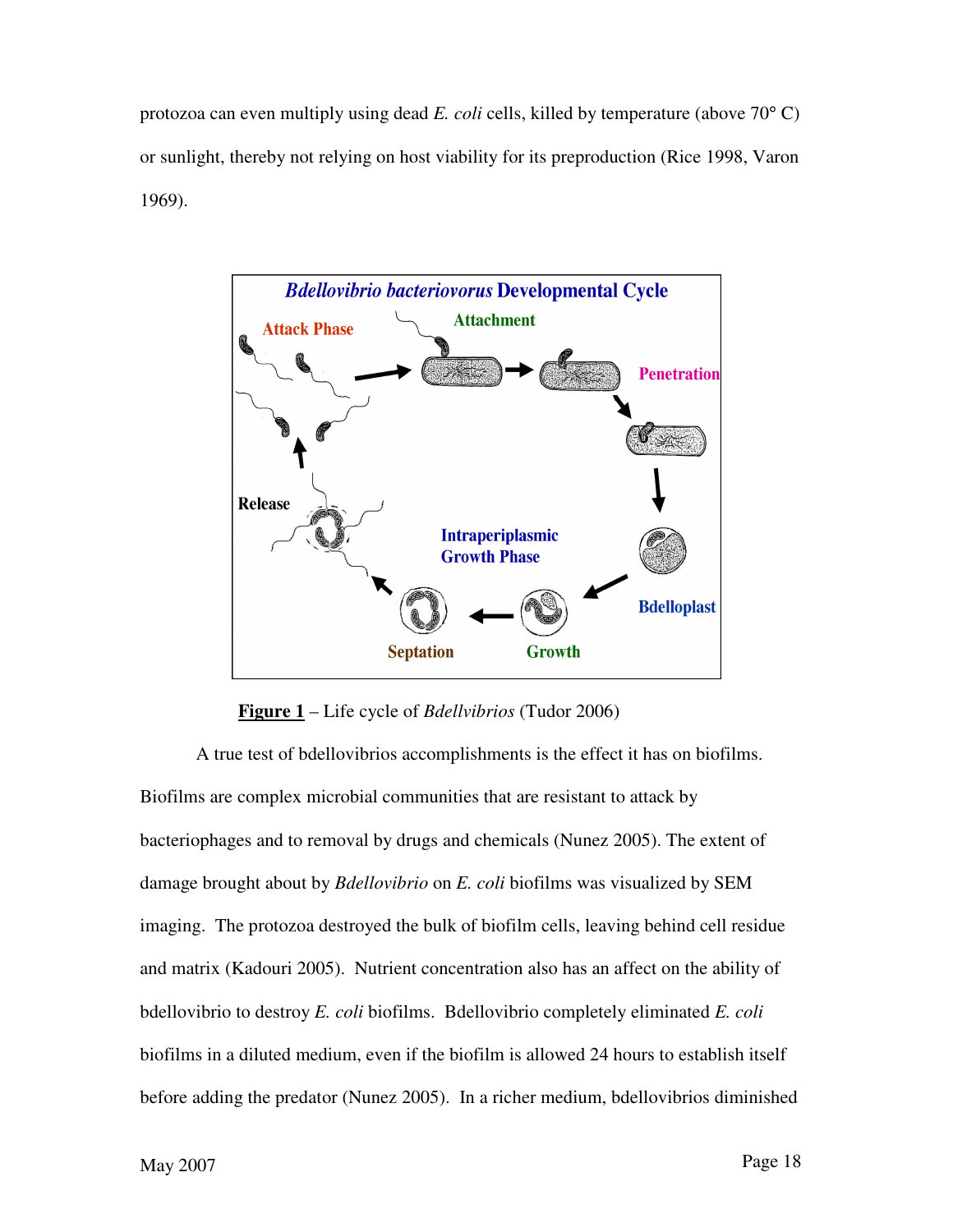protozoa can even multiply using dead *E. coli* cells, killed by temperature (above 70° C) or sunlight, thereby not relying on host viability for its preproduction (Rice 1998, Varon 1969).

**Figure 1** – Life cycle of *Bdellvibrios* (Tudor 2006)

A true test of bdellovibrios accomplishments is the effect it has on biofilms. Biofilms are complex microbial communities that are resistant to attack by bacteriophages and to removal by drugs and chemicals (Nunez 2005). The extent of damage brought about by *Bdellovibrio* on *E. coli* biofilms was visualized by SEM imaging. The protozoa destroyed the bulk of biofilm cells, leaving behind cell residue and matrix (Kadouri 2005). Nutrient concentration also has an affect on the ability of bdellovibrio to destroy *E. coli* biofilms. Bdellovibrio completely eliminated *E. coli* biofilms in a diluted medium, even if the biofilm is allowed 24 hours to establish itself before adding the predator (Nunez 2005). In a richer medium, bdellovibrios diminished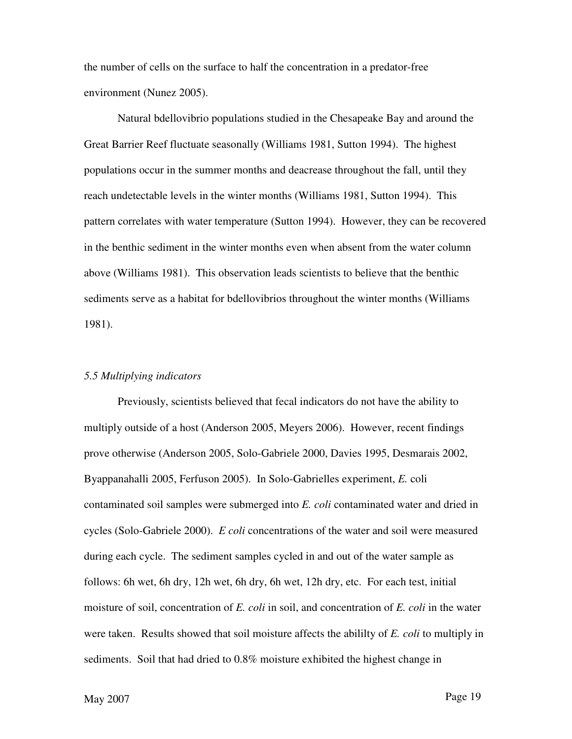the number of cells on the surface to half the concentration in a predator-free environment (Nunez 2005).

Natural bdellovibrio populations studied in the Chesapeake Bay and around the Great Barrier Reef fluctuate seasonally (Williams 1981, Sutton 1994). The highest populations occur in the summer months and deacrease throughout the fall, until they reach undetectable levels in the winter months (Williams 1981, Sutton 1994). This pattern correlates with water temperature (Sutton 1994). However, they can be recovered in the benthic sediment in the winter months even when absent from the water column above (Williams 1981). This observation leads scientists to believe that the benthic sediments serve as a habitat for bdellovibrios throughout the winter months (Williams 1981).

### *5.5 Multiplying indicators*

Previously, scientists believed that fecal indicators do not have the ability to multiply outside of a host (Anderson 2005, Meyers 2006). However, recent findings prove otherwise (Anderson 2005, Solo-Gabriele 2000, Davies 1995, Desmarais 2002, Byappanahalli 2005, Ferfuson 2005). In Solo-Gabrielles experiment, *E.* coli contaminated soil samples were submerged into *E. coli* contaminated water and dried in cycles (Solo-Gabriele 2000). *E coli* concentrations of the water and soil were measured during each cycle. The sediment samples cycled in and out of the water sample as follows: 6h wet, 6h dry, 12h wet, 6h dry, 6h wet, 12h dry, etc. For each test, initial moisture of soil, concentration of *E. coli* in soil, and concentration of *E. coli* in the water were taken. Results showed that soil moisture affects the abililty of *E. coli* to multiply in sediments. Soil that had dried to 0.8% moisture exhibited the highest change in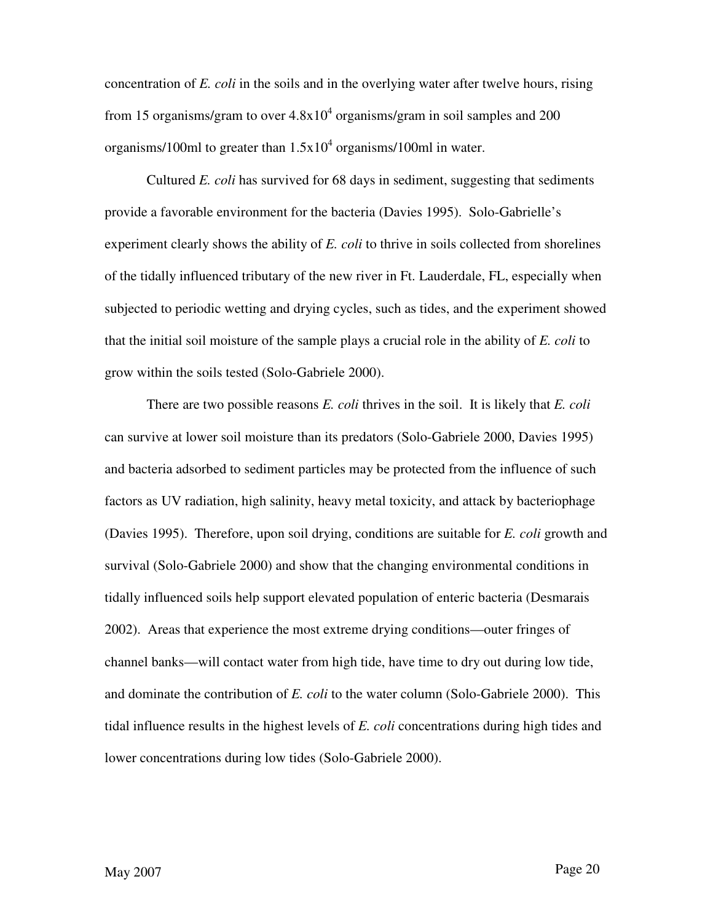concentration of *E. coli* in the soils and in the overlying water after twelve hours, rising from 15 organisms/gram to over $4.8 \times 10^4$ organisms/gram in soil samples and 200 organisms/100ml to greater than $1.5 \times 10^4$ organisms/100ml in water.

Cultured *E. coli* has survived for 68 days in sediment, suggesting that sediments provide a favorable environment for the bacteria (Davies 1995). Solo-Gabrielle's experiment clearly shows the ability of *E. coli* to thrive in soils collected from shorelines of the tidally influenced tributary of the new river in Ft. Lauderdale, FL, especially when subjected to periodic wetting and drying cycles, such as tides, and the experiment showed that the initial soil moisture of the sample plays a crucial role in the ability of *E. coli* to grow within the soils tested (Solo-Gabriele 2000).

There are two possible reasons *E. coli* thrives in the soil. It is likely that *E. coli* can survive at lower soil moisture than its predators (Solo-Gabriele 2000, Davies 1995) and bacteria adsorbed to sediment particles may be protected from the influence of such factors as UV radiation, high salinity, heavy metal toxicity, and attack by bacteriophage (Davies 1995). Therefore, upon soil drying, conditions are suitable for *E. coli* growth and survival (Solo-Gabriele 2000) and show that the changing environmental conditions in tidally influenced soils help support elevated population of enteric bacteria (Desmarais 2002). Areas that experience the most extreme drying conditions—outer fringes of channel banks—will contact water from high tide, have time to dry out during low tide, and dominate the contribution of *E. coli* to the water column (Solo-Gabriele 2000). This tidal influence results in the highest levels of *E. coli* concentrations during high tides and lower concentrations during low tides (Solo-Gabriele 2000).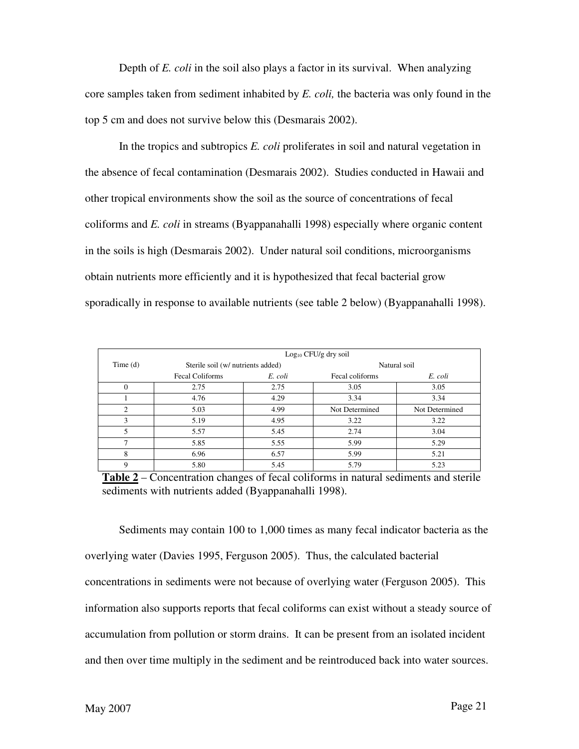Depth of *E. coli* in the soil also plays a factor in its survival. When analyzing core samples taken from sediment inhabited by *E. coli,* the bacteria was only found in the top 5 cm and does not survive below this (Desmarais 2002).

In the tropics and subtropics *E. coli* proliferates in soil and natural vegetation in the absence of fecal contamination (Desmarais 2002). Studies conducted in Hawaii and other tropical environments show the soil as the source of concentrations of fecal coliforms and *E. coli* in streams (Byappanahalli 1998) especially where organic content in the soils is high (Desmarais 2002). Under natural soil conditions, microorganisms obtain nutrients more efficiently and it is hypothesized that fecal bacterial grow sporadically in response to available nutrients (see table 2 below) (Byappanahalli 1998).

| Time (d) | $Log_{10}$ CFU/g dry soil | | | |
|---|---|---|---|---|
| | Sterile soil (w/ nutrients added) | | Natural soil | |
| | Fecal Coliforms | *E. coli* | Fecal coliforms | *E. coli* |
| 0 | 2.75 | 2.75 | 3.05 | 3.05 |
| 1 | 4.76 | 4.29 | 3.34 | 3.34 |
| 2 | 5.03 | 4.99 | Not Determined | Not Determined |
| 3 | 5.19 | 4.95 | 3.22 | 3.22 |
| 5 | 5.57 | 5.45 | 2.74 | 3.04 |
| 7 | 5.85 | 5.55 | 5.99 | 5.29 |
| 8 | 6.96 | 6.57 | 5.99 | 5.21 |
| 9 | 5.80 | 5.45 | 5.79 | 5.23 |

**Table 2** – Concentration changes of fecal coliforms in natural sediments and sterile sediments with nutrients added (Byappanahalli 1998).

Sediments may contain 100 to 1,000 times as many fecal indicator bacteria as the overlying water (Davies 1995, Ferguson 2005). Thus, the calculated bacterial concentrations in sediments were not because of overlying water (Ferguson 2005). This information also supports reports that fecal coliforms can exist without a steady source of accumulation from pollution or storm drains. It can be present from an isolated incident and then over time multiply in the sediment and be reintroduced back into water sources.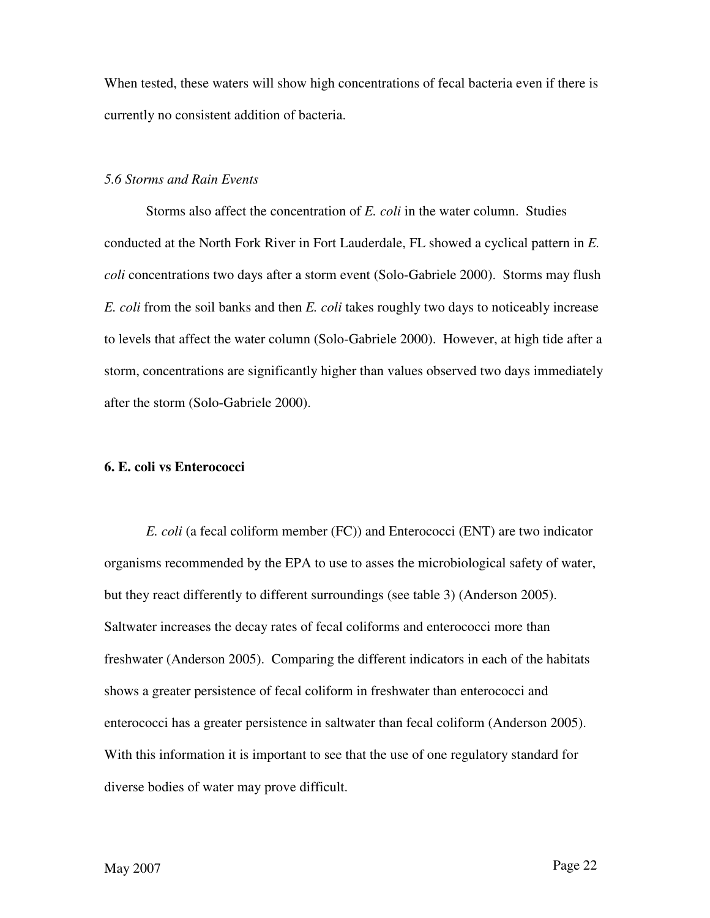When tested, these waters will show high concentrations of fecal bacteria even if there is currently no consistent addition of bacteria.

### *5.6 Storms and Rain Events*

Storms also affect the concentration of *E. coli* in the water column. Studies conducted at the North Fork River in Fort Lauderdale, FL showed a cyclical pattern in *E. coli* concentrations two days after a storm event (Solo-Gabriele 2000). Storms may flush *E. coli* from the soil banks and then *E. coli* takes roughly two days to noticeably increase to levels that affect the water column (Solo-Gabriele 2000). However, at high tide after a storm, concentrations are significantly higher than values observed two days immediately after the storm (Solo-Gabriele 2000).

## **6. E. coli vs Enterococci**

*E. coli* (a fecal coliform member (FC)) and Enterococci (ENT) are two indicator organisms recommended by the EPA to use to asses the microbiological safety of water, but they react differently to different surroundings (see table 3) (Anderson 2005). Saltwater increases the decay rates of fecal coliforms and enterococci more than freshwater (Anderson 2005). Comparing the different indicators in each of the habitats shows a greater persistence of fecal coliform in freshwater than enterococci and enterococci has a greater persistence in saltwater than fecal coliform (Anderson 2005). With this information it is important to see that the use of one regulatory standard for diverse bodies of water may prove difficult.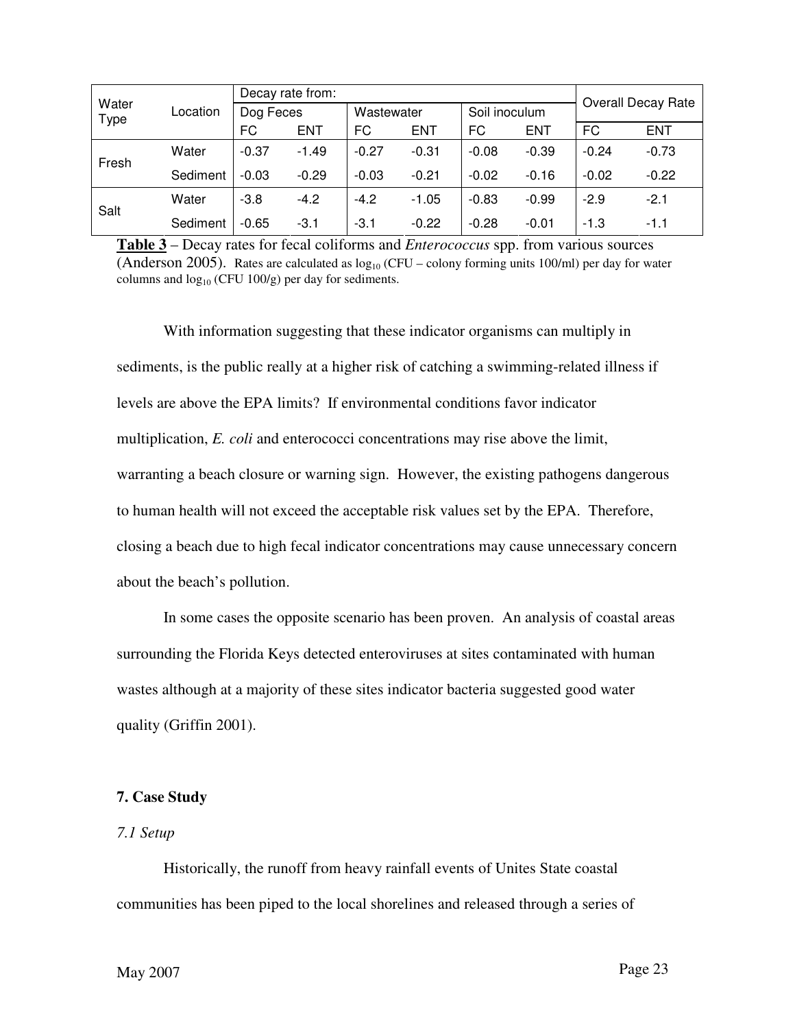| Water Type | Location | Decay rate from: | | | | | | Overall Decay Rate | |
|---|---|---|---|---|---|---|---|---|---|
| | | Dog Feces | | Wastewater | | Soil inoculum | | | |
| | | FC | ENT | FC | ENT | FC | ENT | FC | ENT |
| Fresh | Water | -0.37 | -1.49 | -0.27 | -0.31 | -0.08 | -0.39 | -0.24 | -0.73 |
| | Sediment | -0.03 | -0.29 | -0.03 | -0.21 | -0.02 | -0.16 | -0.02 | -0.22 |
| Salt | Water | -3.8 | -4.2 | -4.2 | -1.05 | -0.83 | -0.99 | -2.9 | -2.1 |
| | Sediment | -0.65 | -3.1 | -3.1 | -0.22 | -0.28 | -0.01 | -1.3 | -1.1 |

**Table 3** – Decay rates for fecal coliforms and *Enterococcus* spp. from various sources (Anderson 2005). Rates are calculated as $\log_{10}$ (CFU – colony forming units 100/ml) per day for water columns and $\log_{10}$ (CFU 100/g) per day for sediments.

With information suggesting that these indicator organisms can multiply in sediments, is the public really at a higher risk of catching a swimming-related illness if levels are above the EPA limits? If environmental conditions favor indicator multiplication, *E. coli* and enterococci concentrations may rise above the limit, warranting a beach closure or warning sign. However, the existing pathogens dangerous to human health will not exceed the acceptable risk values set by the EPA. Therefore, closing a beach due to high fecal indicator concentrations may cause unnecessary concern about the beach's pollution.

In some cases the opposite scenario has been proven. An analysis of coastal areas surrounding the Florida Keys detected enteroviruses at sites contaminated with human wastes although at a majority of these sites indicator bacteria suggested good water quality (Griffin 2001).

## 7. Case Study

### *7.1 Setup*

Historically, the runoff from heavy rainfall events of Unites State coastal communities has been piped to the local shorelines and released through a series of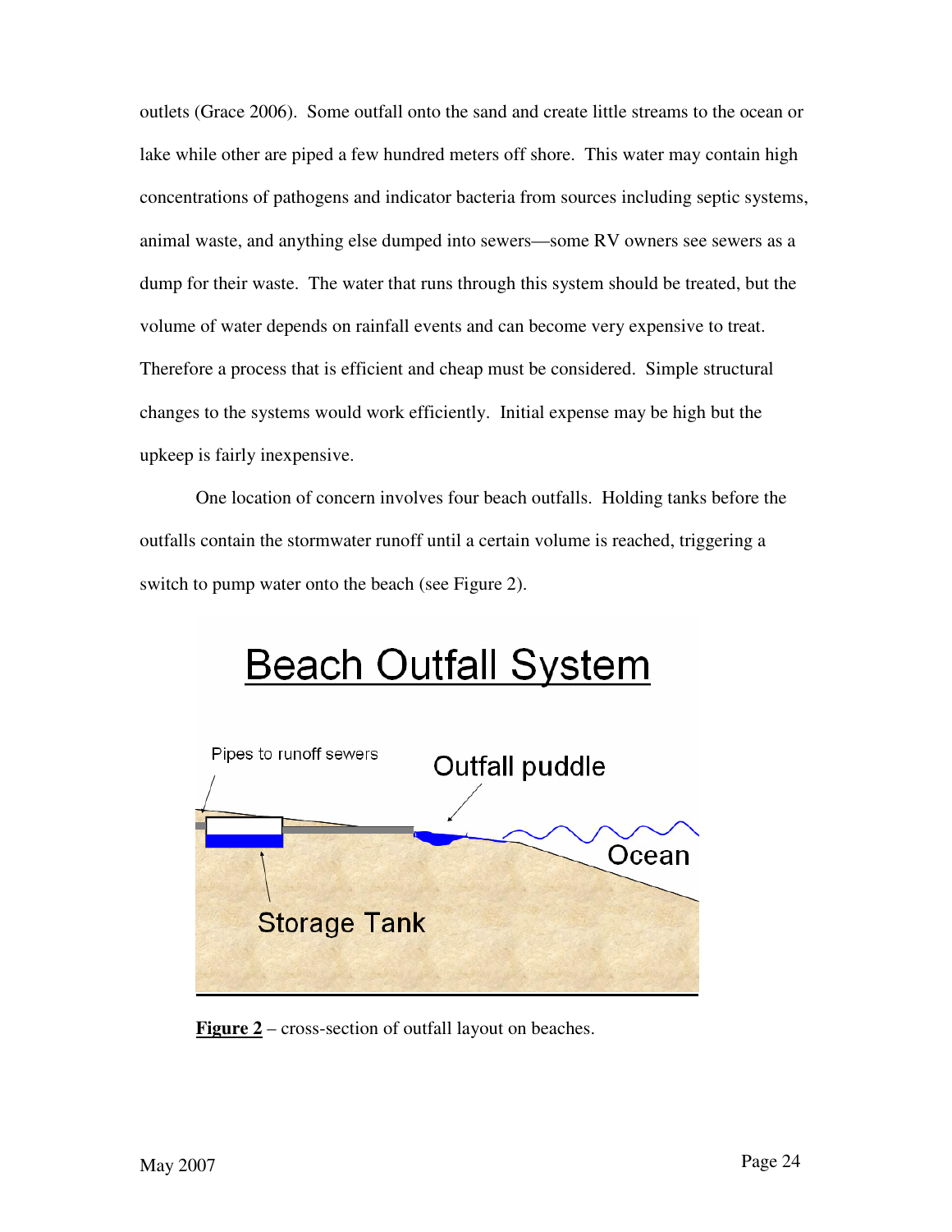outlets (Grace 2006). Some outfall onto the sand and create little streams to the ocean or lake while other are piped a few hundred meters off shore. This water may contain high concentrations of pathogens and indicator bacteria from sources including septic systems, animal waste, and anything else dumped into sewers—some RV owners see sewers as a dump for their waste. The water that runs through this system should be treated, but the volume of water depends on rainfall events and can become very expensive to treat. Therefore a process that is efficient and cheap must be considered. Simple structural changes to the systems would work efficiently. Initial expense may be high but the upkeep is fairly inexpensive.

One location of concern involves four beach outfalls. Holding tanks before the outfalls contain the stormwater runoff until a certain volume is reached, triggering a switch to pump water onto the beach (see Figure 2).

**Figure 2** – cross-section of outfall layout on beaches.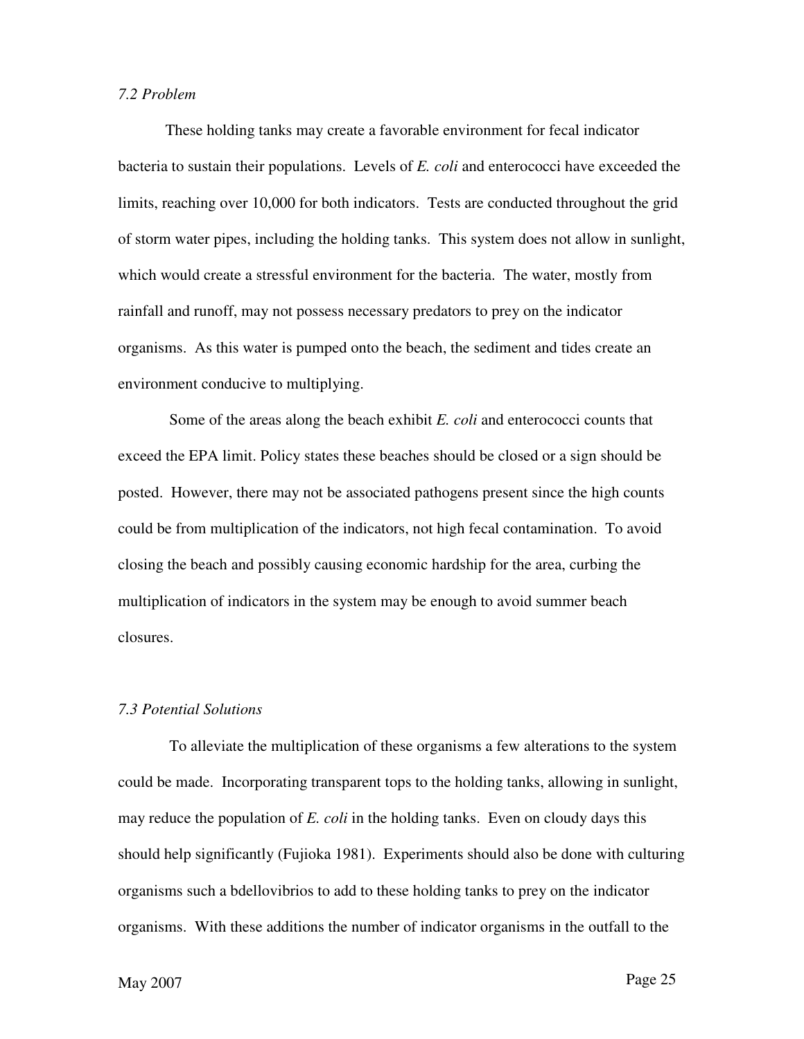### *7.2 Problem*

These holding tanks may create a favorable environment for fecal indicator bacteria to sustain their populations. Levels of *E. coli* and enterococci have exceeded the limits, reaching over 10,000 for both indicators. Tests are conducted throughout the grid of storm water pipes, including the holding tanks. This system does not allow in sunlight, which would create a stressful environment for the bacteria. The water, mostly from rainfall and runoff, may not possess necessary predators to prey on the indicator organisms. As this water is pumped onto the beach, the sediment and tides create an environment conducive to multiplying.

Some of the areas along the beach exhibit *E. coli* and enterococci counts that exceed the EPA limit. Policy states these beaches should be closed or a sign should be posted. However, there may not be associated pathogens present since the high counts could be from multiplication of the indicators, not high fecal contamination. To avoid closing the beach and possibly causing economic hardship for the area, curbing the multiplication of indicators in the system may be enough to avoid summer beach closures.

### *7.3 Potential Solutions*

To alleviate the multiplication of these organisms a few alterations to the system could be made. Incorporating transparent tops to the holding tanks, allowing in sunlight, may reduce the population of *E. coli* in the holding tanks. Even on cloudy days this should help significantly (Fujioka 1981). Experiments should also be done with culturing organisms such a bdellovibrios to add to these holding tanks to prey on the indicator organisms. With these additions the number of indicator organisms in the outfall to the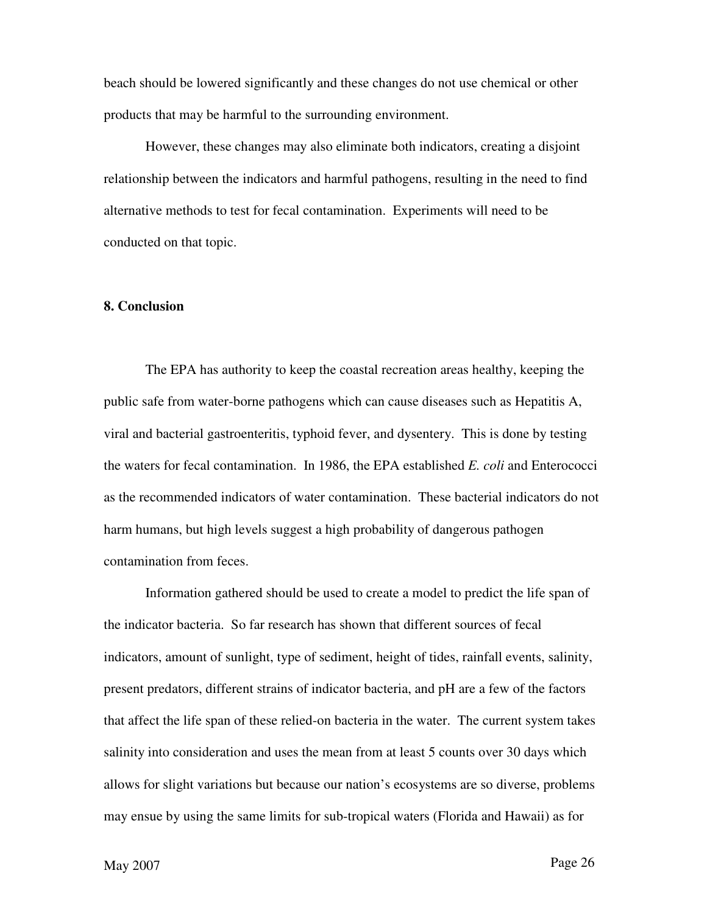beach should be lowered significantly and these changes do not use chemical or other products that may be harmful to the surrounding environment.

However, these changes may also eliminate both indicators, creating a disjoint relationship between the indicators and harmful pathogens, resulting in the need to find alternative methods to test for fecal contamination. Experiments will need to be conducted on that topic.

## 8. Conclusion

The EPA has authority to keep the coastal recreation areas healthy, keeping the public safe from water-borne pathogens which can cause diseases such as Hepatitis A, viral and bacterial gastroenteritis, typhoid fever, and dysentery. This is done by testing the waters for fecal contamination. In 1986, the EPA established *E. coli* and Enterococci as the recommended indicators of water contamination. These bacterial indicators do not harm humans, but high levels suggest a high probability of dangerous pathogen contamination from feces.

Information gathered should be used to create a model to predict the life span of the indicator bacteria. So far research has shown that different sources of fecal indicators, amount of sunlight, type of sediment, height of tides, rainfall events, salinity, present predators, different strains of indicator bacteria, and pH are a few of the factors that affect the life span of these relied-on bacteria in the water. The current system takes salinity into consideration and uses the mean from at least 5 counts over 30 days which allows for slight variations but because our nation's ecosystems are so diverse, problems may ensue by using the same limits for sub-tropical waters (Florida and Hawaii) as for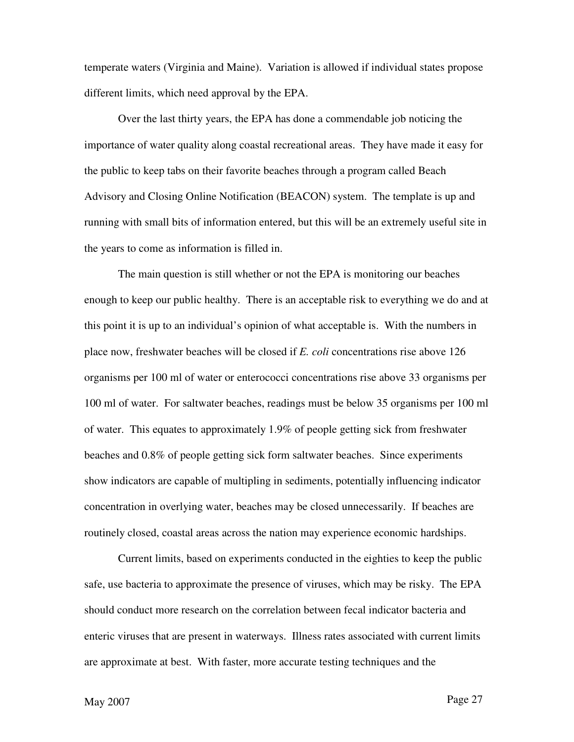temperate waters (Virginia and Maine). Variation is allowed if individual states propose different limits, which need approval by the EPA.

Over the last thirty years, the EPA has done a commendable job noticing the importance of water quality along coastal recreational areas. They have made it easy for the public to keep tabs on their favorite beaches through a program called Beach Advisory and Closing Online Notification (BEACON) system. The template is up and running with small bits of information entered, but this will be an extremely useful site in the years to come as information is filled in.

The main question is still whether or not the EPA is monitoring our beaches enough to keep our public healthy. There is an acceptable risk to everything we do and at this point it is up to an individual's opinion of what acceptable is. With the numbers in place now, freshwater beaches will be closed if *E. coli* concentrations rise above 126 organisms per 100 ml of water or enterococci concentrations rise above 33 organisms per 100 ml of water. For saltwater beaches, readings must be below 35 organisms per 100 ml of water. This equates to approximately 1.9% of people getting sick from freshwater beaches and 0.8% of people getting sick form saltwater beaches. Since experiments show indicators are capable of multipling in sediments, potentially influencing indicator concentration in overlying water, beaches may be closed unnecessarily. If beaches are routinely closed, coastal areas across the nation may experience economic hardships.

Current limits, based on experiments conducted in the eighties to keep the public safe, use bacteria to approximate the presence of viruses, which may be risky. The EPA should conduct more research on the correlation between fecal indicator bacteria and enteric viruses that are present in waterways. Illness rates associated with current limits are approximate at best. With faster, more accurate testing techniques and the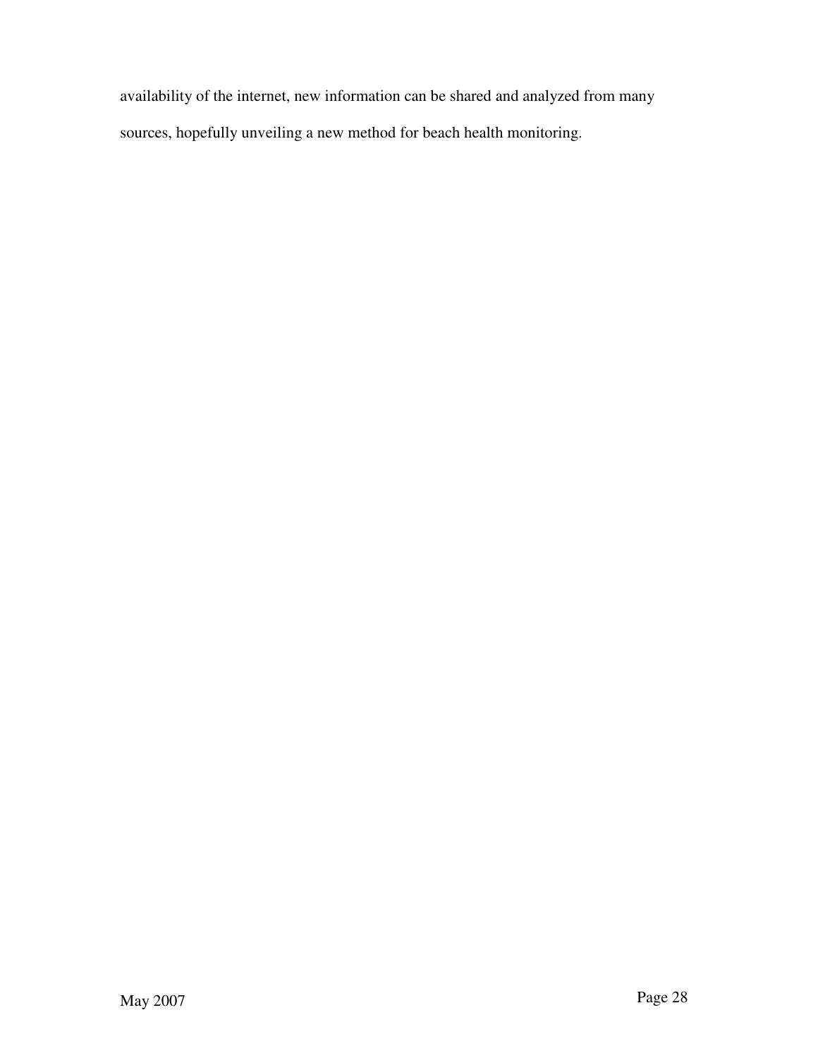availability of the internet, new information can be shared and analyzed from many sources, hopefully unveiling a new method for beach health monitoring.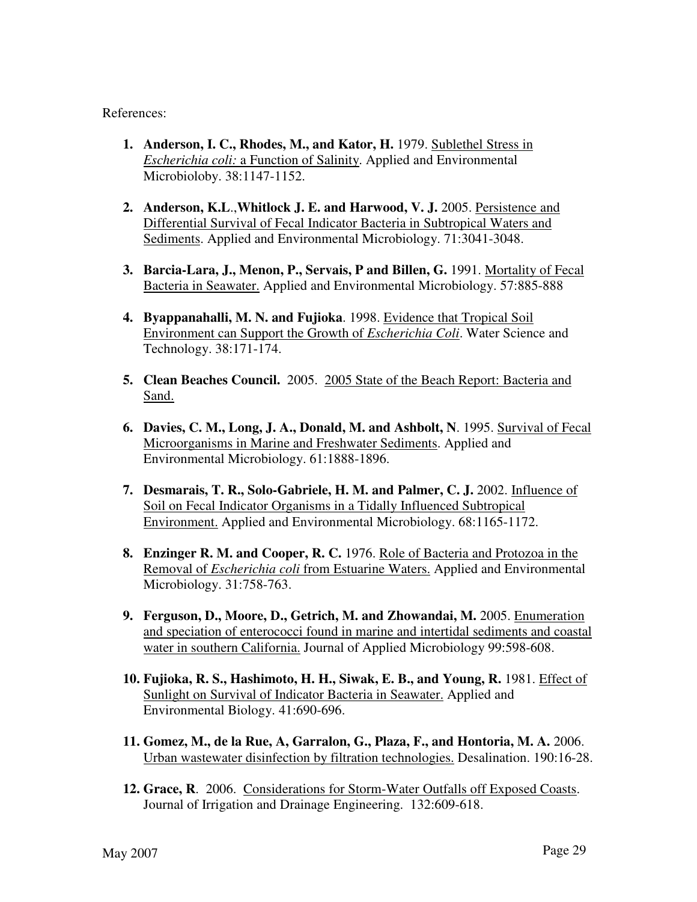References:

1. **Anderson, I. C., Rhodes, M., and Kator, H.** 1979. Sublethel Stress in *Escherichia coli:* a Function of Salinity. Applied and Environmental Microbioloby. 38:1147-1152.

2. **Anderson, K.L.**,**Whitlock J. E. and Harwood, V. J.** 2005. Persistence and Differential Survival of Fecal Indicator Bacteria in Subtropical Waters and Sediments. Applied and Environmental Microbiology. 71:3041-3048.

3. **Barcia-Lara, J., Menon, P., Servais, P and Billen, G.** 1991. Mortality of Fecal Bacteria in Seawater. Applied and Environmental Microbiology. 57:885-888

4. **Byappanahalli, M. N. and Fujioka**. 1998. Evidence that Tropical Soil Environment can Support the Growth of *Escherichia Coli*. Water Science and Technology. 38:171-174.

5. **Clean Beaches Council.** 2005. 2005 State of the Beach Report: Bacteria and Sand.

6. **Davies, C. M., Long, J. A., Donald, M. and Ashbolt, N**. 1995. Survival of Fecal Microorganisms in Marine and Freshwater Sediments. Applied and Environmental Microbiology. 61:1888-1896.

7. **Desmarais, T. R., Solo-Gabriele, H. M. and Palmer, C. J.** 2002. Influence of Soil on Fecal Indicator Organisms in a Tidally Influenced Subtropical Environment. Applied and Environmental Microbiology. 68:1165-1172.

8. **Enzinger R. M. and Cooper, R. C.** 1976. Role of Bacteria and Protozoa in the Removal of *Escherichia coli* from Estuarine Waters. Applied and Environmental Microbiology. 31:758-763.

9. **Ferguson, D., Moore, D., Getrich, M. and Zhowandai, M.** 2005. Enumeration and speciation of enterococci found in marine and intertidal sediments and coastal water in southern California. Journal of Applied Microbiology 99:598-608.

10. **Fujioka, R. S., Hashimoto, H. H., Siwak, E. B., and Young, R.** 1981. Effect of Sunlight on Survival of Indicator Bacteria in Seawater. Applied and Environmental Biology. 41:690-696.

11. **Gomez, M., de la Rue, A, Garralon, G., Plaza, F., and Hontoria, M. A.** 2006. Urban wastewater disinfection by filtration technologies. Desalination. 190:16-28.

12. **Grace, R**. 2006. Considerations for Storm-Water Outfalls off Exposed Coasts. Journal of Irrigation and Drainage Engineering. 132:609-618.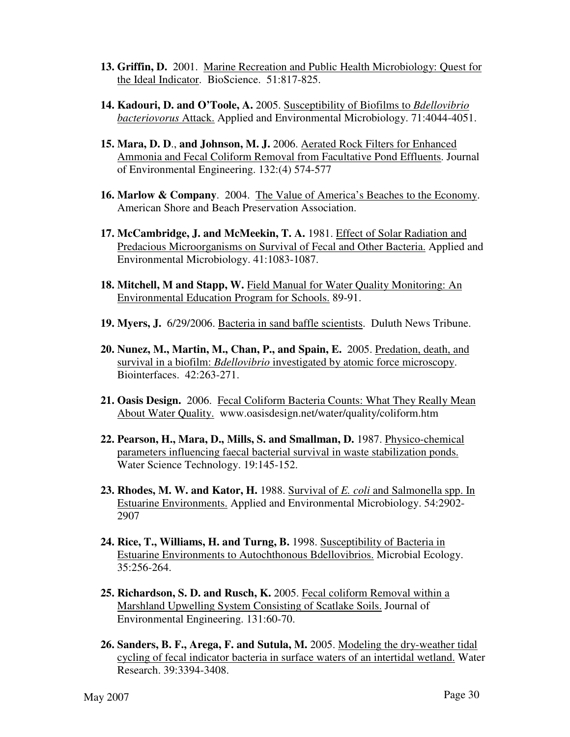13. **Griffin, D.** 2001. Marine Recreation and Public Health Microbiology: Quest for the Ideal Indicator. BioScience. 51:817-825.

14. **Kadouri, D. and O'Toole, A.** 2005. Susceptibility of Biofilms to *Bdellovibrio bacteriovorus* Attack. Applied and Environmental Microbiology. 71:4044-4051.

15. **Mara, D. D., and Johnson, M. J.** 2006. Aerated Rock Filters for Enhanced Ammonia and Fecal Coliform Removal from Facultative Pond Effluents. Journal of Environmental Engineering. 132:(4) 574-577

16. **Marlow & Company**. 2004. The Value of America's Beaches to the Economy. American Shore and Beach Preservation Association.

17. **McCambridge, J. and McMeekin, T. A.** 1981. Effect of Solar Radiation and Predacious Microorganisms on Survival of Fecal and Other Bacteria. Applied and Environmental Microbiology. 41:1083-1087.

18. **Mitchell, M and Stapp, W.** Field Manual for Water Quality Monitoring: An Environmental Education Program for Schools. 89-91.

19. **Myers, J.** 6/29/2006. Bacteria in sand baffle scientists. Duluth News Tribune.

20. **Nunez, M., Martin, M., Chan, P., and Spain, E.** 2005. Predation, death, and survival in a biofilm: *Bdellovibrio* investigated by atomic force microscopy. Biointerfaces. 42:263-271.

21. **Oasis Design.** 2006. Fecal Coliform Bacteria Counts: What They Really Mean About Water Quality. www.oasisdesign.net/water/quality/coliform.htm

22. **Pearson, H., Mara, D., Mills, S. and Smallman, D.** 1987. Physico-chemical parameters influencing faecal bacterial survival in waste stabilization ponds. Water Science Technology. 19:145-152.

23. **Rhodes, M. W. and Kator, H.** 1988. Survival of *E. coli* and Salmonella spp. In Estuarine Environments. Applied and Environmental Microbiology. 54:2902-2907

24. **Rice, T., Williams, H. and Turng, B.** 1998. Susceptibility of Bacteria in Estuarine Environments to Autochthonous Bdellovibrios. Microbial Ecology. 35:256-264.

25. **Richardson, S. D. and Rusch, K.** 2005. Fecal coliform Removal within a Marshland Upwelling System Consisting of Scatlake Soils. Journal of Environmental Engineering. 131:60-70.

26. **Sanders, B. F., Arega, F. and Sutula, M.** 2005. Modeling the dry-weather tidal cycling of fecal indicator bacteria in surface waters of an intertidal wetland. Water Research. 39:3394-3408.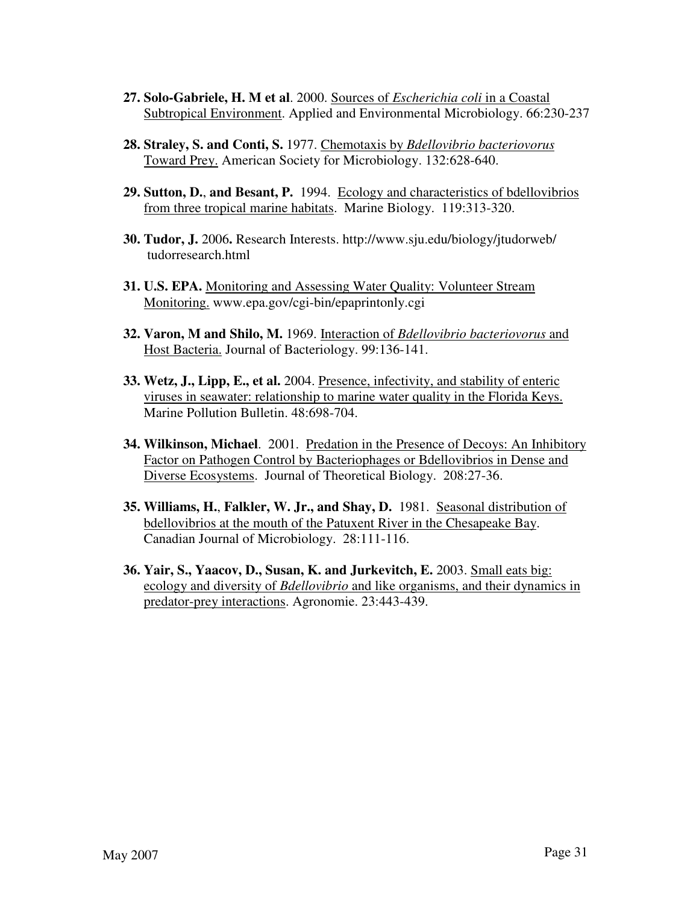27. **Solo-Gabriele, H. M et al**. 2000. Sources of *Escherichia coli* in a Coastal Subtropical Environment. Applied and Environmental Microbiology. 66:230-237

28. **Straley, S. and Conti, S.** 1977. Chemotaxis by *Bdellovibrio bacteriovorus* Toward Prey. American Society for Microbiology. 132:628-640.

29. **Sutton, D.**, **and Besant, P.** 1994. Ecology and characteristics of bdellovibrios from three tropical marine habitats. Marine Biology. 119:313-320.

30. **Tudor, J.** 2006**.** Research Interests. http://www.sju.edu/biology/jtudorweb/tudorresearch.html

31. **U.S. EPA.** Monitoring and Assessing Water Quality: Volunteer Stream Monitoring. www.epa.gov/cgi-bin/epaprintonly.cgi

32. **Varon, M and Shilo, M.** 1969. Interaction of *Bdellovibrio bacteriovorus* and Host Bacteria. Journal of Bacteriology. 99:136-141.

33. **Wetz, J., Lipp, E., et al.** 2004. Presence, infectivity, and stability of enteric viruses in seawater: relationship to marine water quality in the Florida Keys. Marine Pollution Bulletin. 48:698-704.

34. **Wilkinson, Michael**. 2001. Predation in the Presence of Decoys: An Inhibitory Factor on Pathogen Control by Bacteriophages or Bdellovibrios in Dense and Diverse Ecosystems. Journal of Theoretical Biology. 208:27-36.

35. **Williams, H.**, **Falkler, W. Jr., and Shay, D.** 1981. Seasonal distribution of bdellovibrios at the mouth of the Patuxent River in the Chesapeake Bay. Canadian Journal of Microbiology. 28:111-116.

36. **Yair, S., Yaacov, D., Susan, K. and Jurkevitch, E.** 2003. Small eats big: ecology and diversity of *Bdellovibrio* and like organisms, and their dynamics in predator-prey interactions. Agronomie. 23:443-439.